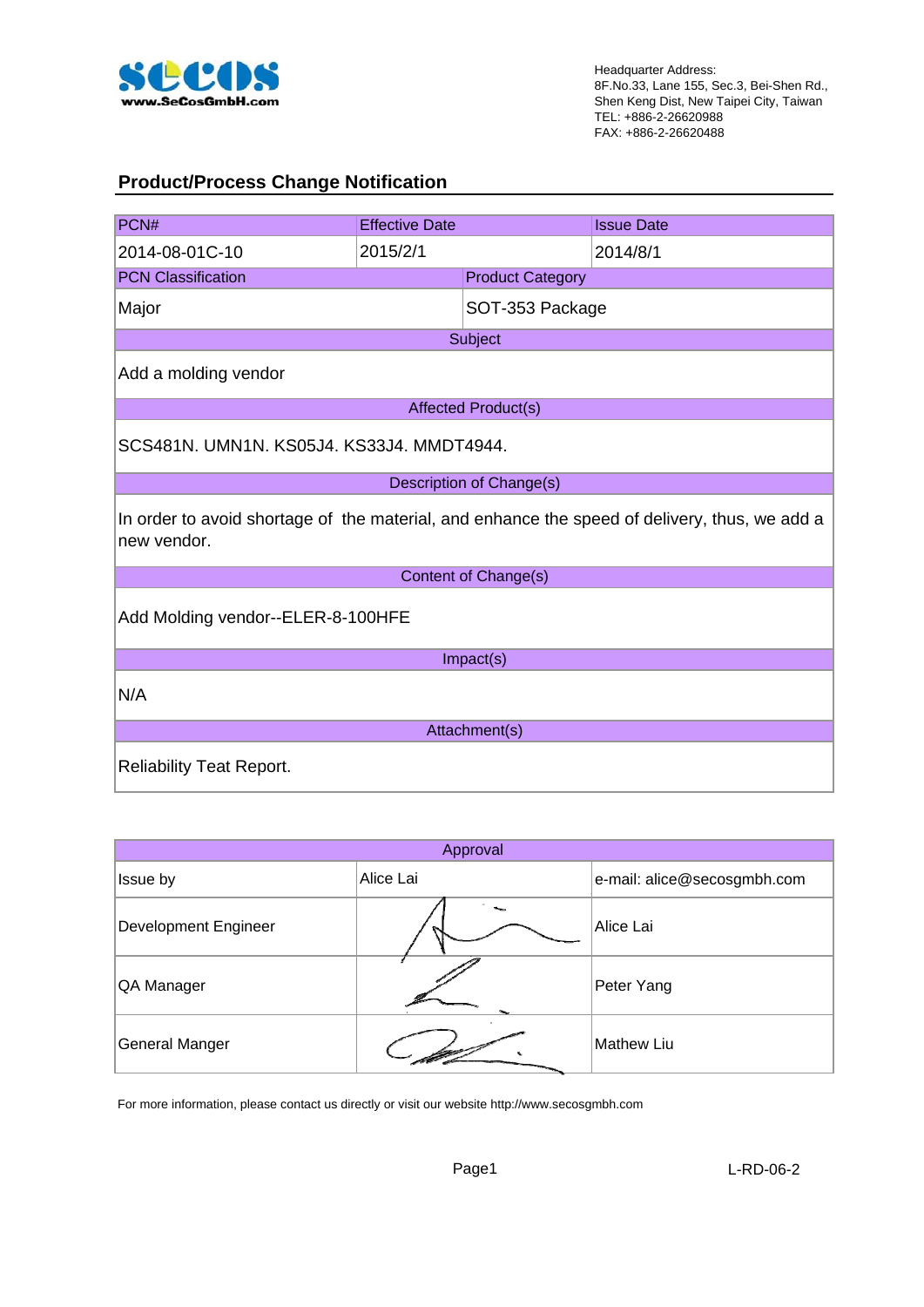www.SeCosGmbH.com

Headquarter Address:
8F.No.33, Lane 155, Sec.3, Bei-Shen Rd.,
Shen Keng Dist, New Taipei City, Taiwan
TEL: +886-2-26620988
FAX: +886-2-26620488

## Product/Process Change Notification

| PCN# | Effective Date | Issue Date |
|---|---|---|
| 2014-08-01C-10 | 2015/2/1 | 2014/8/1 |

| PCN Classification | Product Category |
|---|---|
| Major | SOT-353 Package |

**Subject**

Add a molding vendor

**Affected Product(s)**

SCS481N. UMN1N. KS05J4. KS33J4. MMDT4944.

**Description of Change(s)**

In order to avoid shortage of the material, and enhance the speed of delivery, thus, we add a new vendor.

**Content of Change(s)**

Add Molding vendor--ELER-8-100HFE

**Impact(s)**

N/A

**Attachment(s)**

Reliability Teat Report.

| Approval | | |
|---|---|---|
| Issue by | Alice Lai | e-mail: alice@secosgmbh.com |
| Development Engineer | | Alice Lai |
| QA Manager | | Peter Yang |
| General Manger | | Mathew Liu |

For more information, please contact us directly or visit our website http://www.secosgmbh.com

L-RD-06-2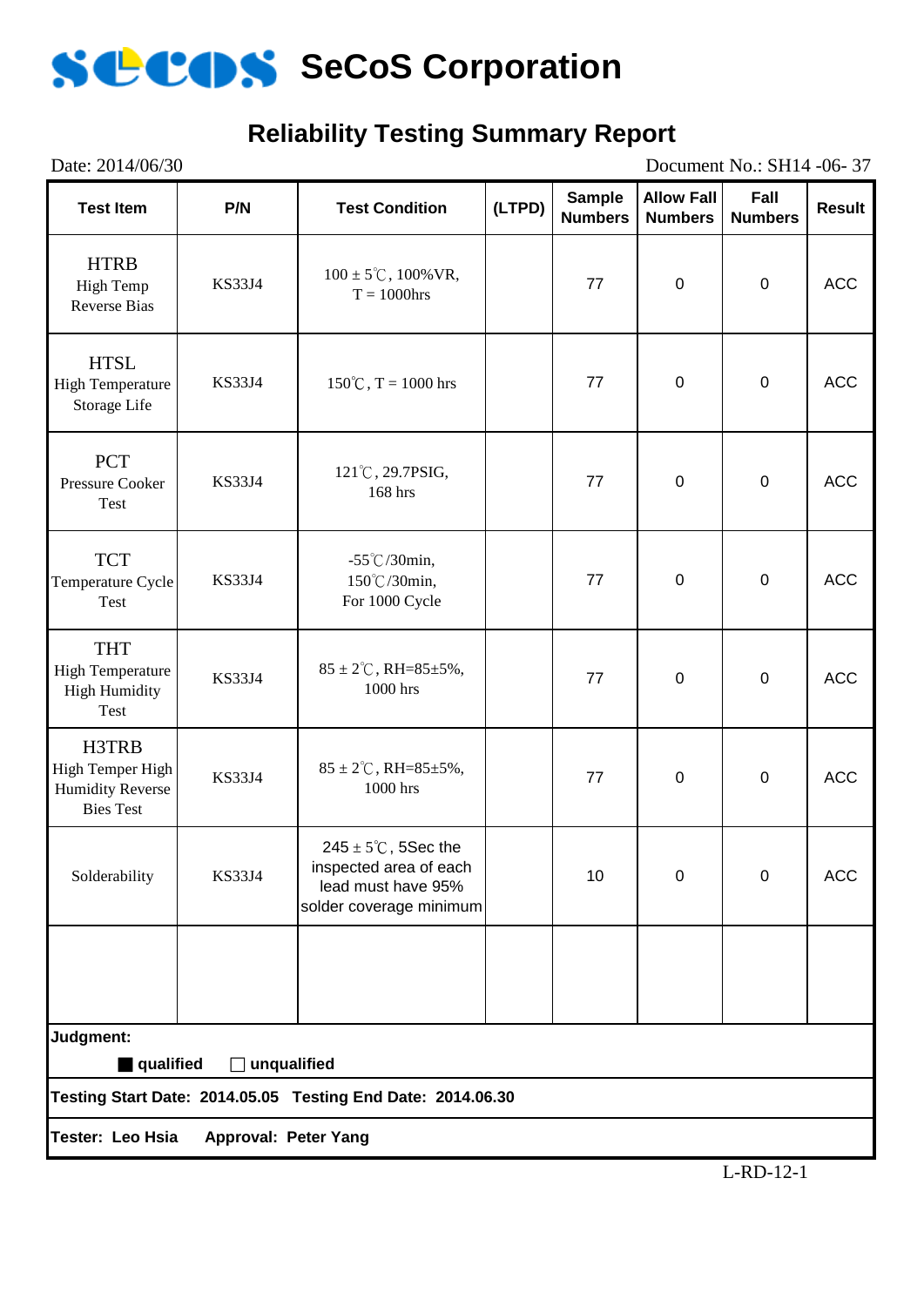# SeCoS Corporation

## Reliability Testing Summary Report

Date: 2014/06/30 Document No.: SH14 -06- 37

| Test Item | P/N | Test Condition | (LTPD) | Sample Numbers | Allow Fall Numbers | Fall Numbers | Result |
|---|---|---|---|---|---|---|---|
| HTRB High Temp Reverse Bias | KS33J4 | 100 ± 5℃, 100%VR, T = 1000hrs | | 77 | 0 | 0 | ACC |
| HTSL High Temperature Storage Life | KS33J4 | 150℃, T = 1000 hrs | | 77 | 0 | 0 | ACC |
| PCT Pressure Cooker Test | KS33J4 | 121℃, 29.7PSIG, 168 hrs | | 77 | 0 | 0 | ACC |
| TCT Temperature Cycle Test | KS33J4 | -55℃/30min, 150℃/30min, For 1000 Cycle | | 77 | 0 | 0 | ACC |
| THT High Temperature High Humidity Test | KS33J4 | 85 ± 2℃, RH=85±5%, 1000 hrs | | 77 | 0 | 0 | ACC |
| H3TRB High Temper High Humidity Reverse Bies Test | KS33J4 | 85 ± 2℃, RH=85±5%, 1000 hrs | | 77 | 0 | 0 | ACC |
| Solderability | KS33J4 | 245 ± 5℃, 5Sec the inspected area of each lead must have 95% solder coverage minimum | | 10 | 0 | 0 | ACC |
| | | | | | | | |

**Judgment:**

■ **qualified** □ **unqualified**

**Testing Start Date: 2014.05.05 Testing End Date: 2014.06.30**

**Tester: Leo Hsia Approval: Peter Yang**

L-RD-12-1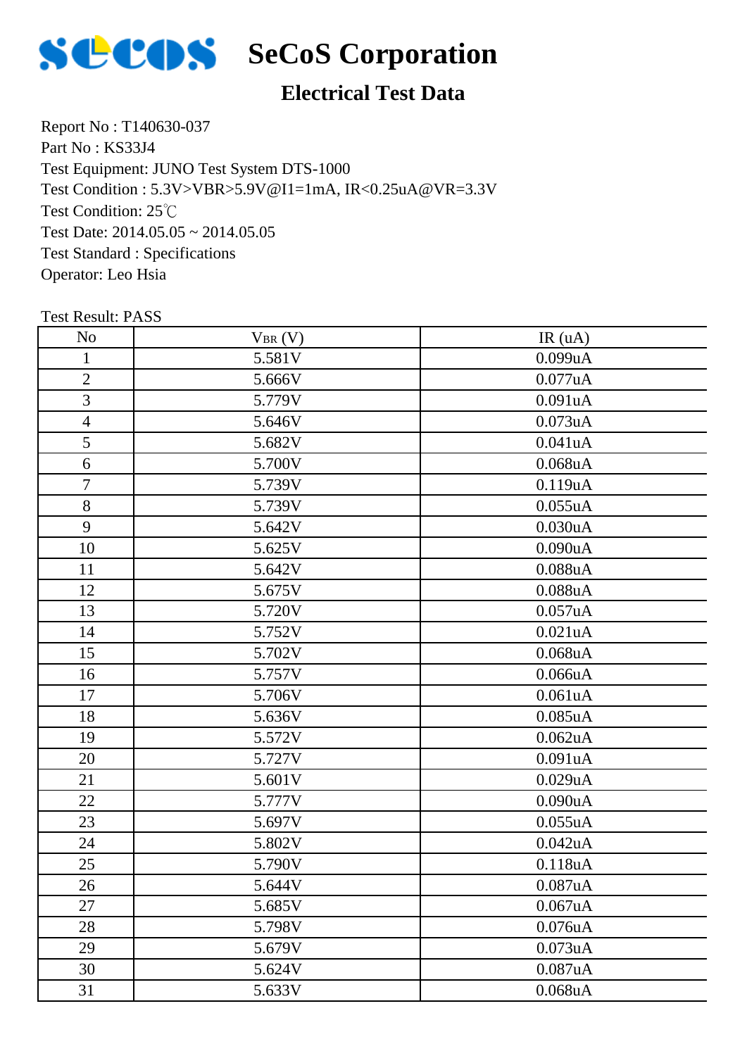# SeCoS Corporation

## Electrical Test Data

Report No : T140630-037
Part No : KS33J4
Test Equipment: JUNO Test System DTS-1000
Test Condition : 5.3V>VBR>5.9V@I1=1mA, IR<0.25uA@VR=3.3V
Test Condition: 25℃
Test Date: 2014.05.05 ~ 2014.05.05
Test Standard : Specifications
Operator: Leo Hsia

Test Result: PASS

| No | $V_{BR}$ (V) | IR (uA) |
|---|---|---|
| 1 | 5.581V | 0.099uA |
| 2 | 5.666V | 0.077uA |
| 3 | 5.779V | 0.091uA |
| 4 | 5.646V | 0.073uA |
| 5 | 5.682V | 0.041uA |
| 6 | 5.700V | 0.068uA |
| 7 | 5.739V | 0.119uA |
| 8 | 5.739V | 0.055uA |
| 9 | 5.642V | 0.030uA |
| 10 | 5.625V | 0.090uA |
| 11 | 5.642V | 0.088uA |
| 12 | 5.675V | 0.088uA |
| 13 | 5.720V | 0.057uA |
| 14 | 5.752V | 0.021uA |
| 15 | 5.702V | 0.068uA |
| 16 | 5.757V | 0.066uA |
| 17 | 5.706V | 0.061uA |
| 18 | 5.636V | 0.085uA |
| 19 | 5.572V | 0.062uA |
| 20 | 5.727V | 0.091uA |
| 21 | 5.601V | 0.029uA |
| 22 | 5.777V | 0.090uA |
| 23 | 5.697V | 0.055uA |
| 24 | 5.802V | 0.042uA |
| 25 | 5.790V | 0.118uA |
| 26 | 5.644V | 0.087uA |
| 27 | 5.685V | 0.067uA |
| 28 | 5.798V | 0.076uA |
| 29 | 5.679V | 0.073uA |
| 30 | 5.624V | 0.087uA |
| 31 | 5.633V | 0.068uA |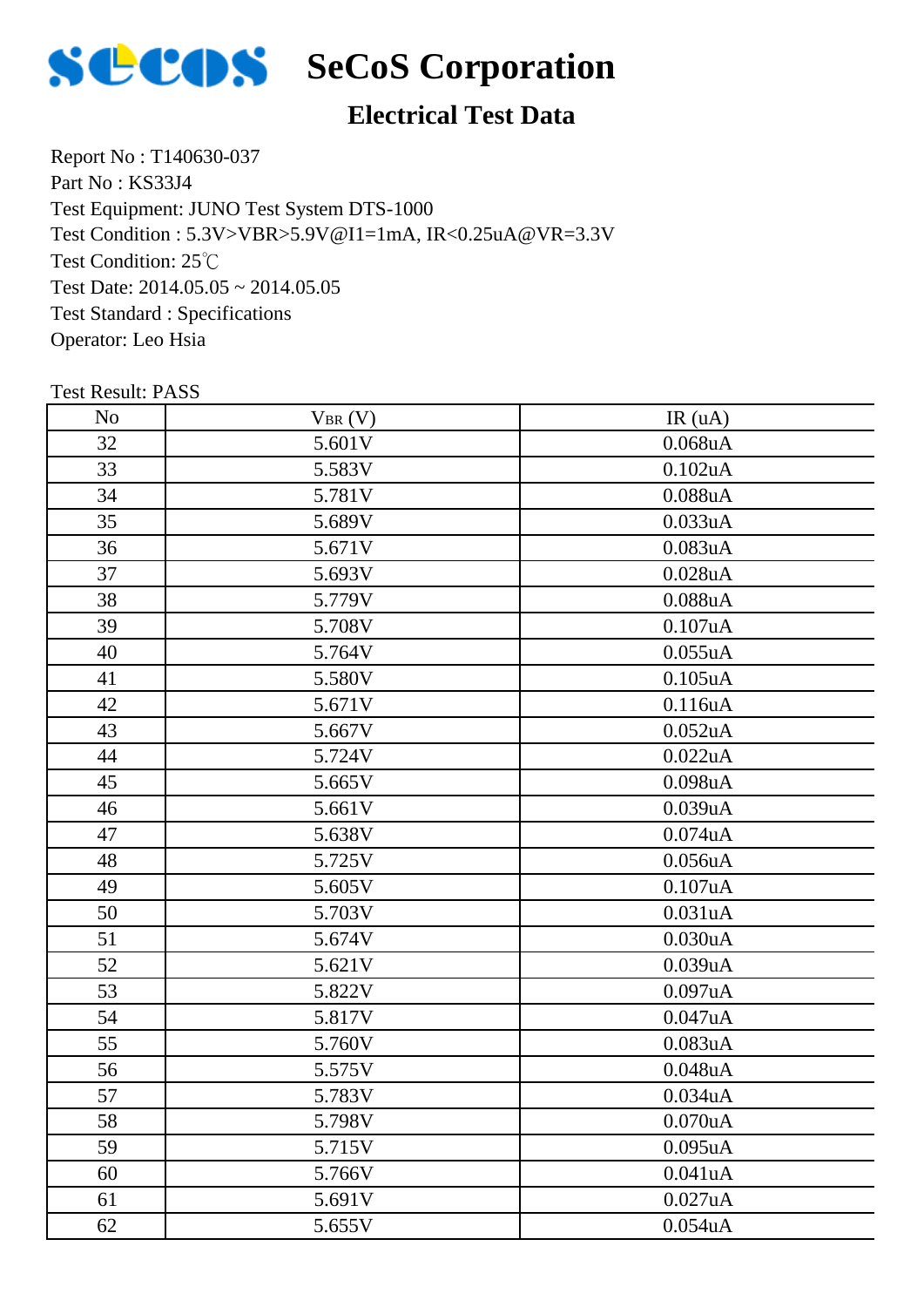# SeCoS Corporation

## Electrical Test Data

Report No : T140630-037
Part No : KS33J4
Test Equipment: JUNO Test System DTS-1000
Test Condition : 5.3V>VBR>5.9V@I1=1mA, IR<0.25uA@VR=3.3V
Test Condition: 25℃
Test Date: 2014.05.05 ~ 2014.05.05
Test Standard : Specifications
Operator: Leo Hsia

Test Result: PASS

| No | $V_{BR}$ (V) | IR (uA) |
|---|---|---|
| 32 | 5.601V | 0.068uA |
| 33 | 5.583V | 0.102uA |
| 34 | 5.781V | 0.088uA |
| 35 | 5.689V | 0.033uA |
| 36 | 5.671V | 0.083uA |
| 37 | 5.693V | 0.028uA |
| 38 | 5.779V | 0.088uA |
| 39 | 5.708V | 0.107uA |
| 40 | 5.764V | 0.055uA |
| 41 | 5.580V | 0.105uA |
| 42 | 5.671V | 0.116uA |
| 43 | 5.667V | 0.052uA |
| 44 | 5.724V | 0.022uA |
| 45 | 5.665V | 0.098uA |
| 46 | 5.661V | 0.039uA |
| 47 | 5.638V | 0.074uA |
| 48 | 5.725V | 0.056uA |
| 49 | 5.605V | 0.107uA |
| 50 | 5.703V | 0.031uA |
| 51 | 5.674V | 0.030uA |
| 52 | 5.621V | 0.039uA |
| 53 | 5.822V | 0.097uA |
| 54 | 5.817V | 0.047uA |
| 55 | 5.760V | 0.083uA |
| 56 | 5.575V | 0.048uA |
| 57 | 5.783V | 0.034uA |
| 58 | 5.798V | 0.070uA |
| 59 | 5.715V | 0.095uA |
| 60 | 5.766V | 0.041uA |
| 61 | 5.691V | 0.027uA |
| 62 | 5.655V | 0.054uA |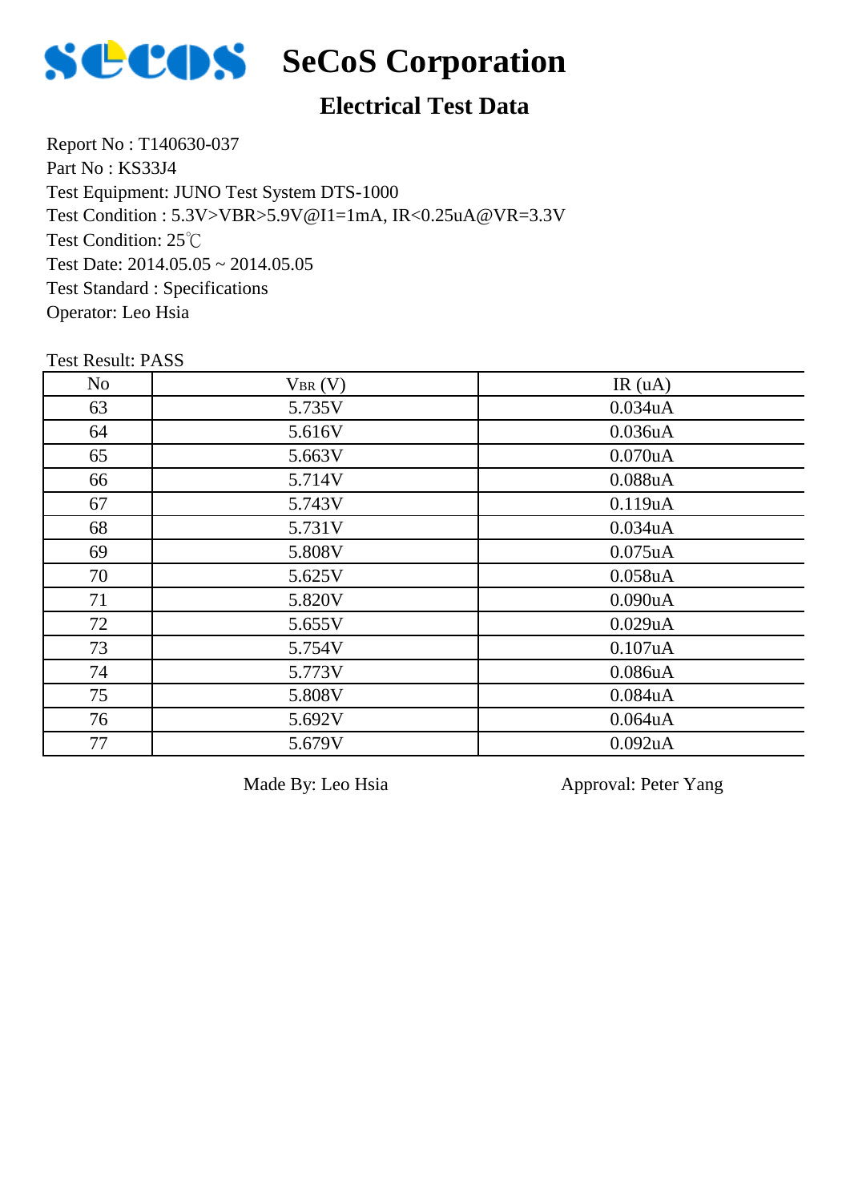# SeCoS Corporation

## Electrical Test Data

Report No : T140630-037
Part No : KS33J4
Test Equipment: JUNO Test System DTS-1000
Test Condition : 5.3V>VBR>5.9V@I1=1mA, IR<0.25uA@VR=3.3V
Test Condition: 25℃
Test Date: 2014.05.05 ~ 2014.05.05
Test Standard : Specifications
Operator: Leo Hsia

Test Result: PASS

| No | $V_{BR}$ (V) | IR (uA) |
|---|---|---|
| 63 | 5.735V | 0.034uA |
| 64 | 5.616V | 0.036uA |
| 65 | 5.663V | 0.070uA |
| 66 | 5.714V | 0.088uA |
| 67 | 5.743V | 0.119uA |
| 68 | 5.731V | 0.034uA |
| 69 | 5.808V | 0.075uA |
| 70 | 5.625V | 0.058uA |
| 71 | 5.820V | 0.090uA |
| 72 | 5.655V | 0.029uA |
| 73 | 5.754V | 0.107uA |
| 74 | 5.773V | 0.086uA |
| 75 | 5.808V | 0.084uA |
| 76 | 5.692V | 0.064uA |
| 77 | 5.679V | 0.092uA |

Made By: Leo Hsia　　　　Approval: Peter Yang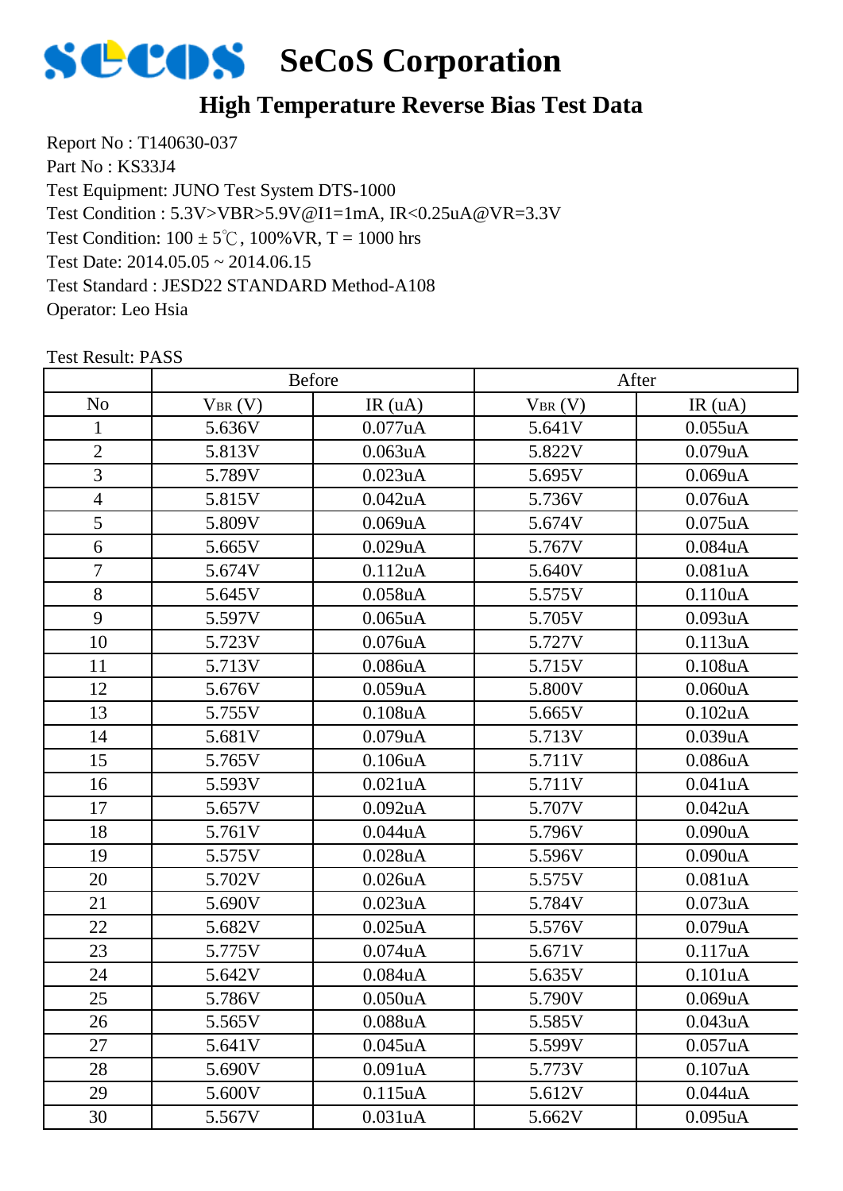# SeCoS Corporation

## High Temperature Reverse Bias Test Data

Report No : T140630-037
Part No : KS33J4
Test Equipment: JUNO Test System DTS-1000
Test Condition : 5.3V>VBR>5.9V@I1=1mA, IR<0.25uA@VR=3.3V
Test Condition: 100 ± 5℃, 100%VR, T = 1000 hrs
Test Date: 2014.05.05 ~ 2014.06.15
Test Standard : JESD22 STANDARD Method-A108
Operator: Leo Hsia

Test Result: PASS

| | Before | | After | |
|---|---|---|---|---|
| No | $V_{BR}$ (V) | IR (uA) | $V_{BR}$ (V) | IR (uA) |
| 1 | 5.636V | 0.077uA | 5.641V | 0.055uA |
| 2 | 5.813V | 0.063uA | 5.822V | 0.079uA |
| 3 | 5.789V | 0.023uA | 5.695V | 0.069uA |
| 4 | 5.815V | 0.042uA | 5.736V | 0.076uA |
| 5 | 5.809V | 0.069uA | 5.674V | 0.075uA |
| 6 | 5.665V | 0.029uA | 5.767V | 0.084uA |
| 7 | 5.674V | 0.112uA | 5.640V | 0.081uA |
| 8 | 5.645V | 0.058uA | 5.575V | 0.110uA |
| 9 | 5.597V | 0.065uA | 5.705V | 0.093uA |
| 10 | 5.723V | 0.076uA | 5.727V | 0.113uA |
| 11 | 5.713V | 0.086uA | 5.715V | 0.108uA |
| 12 | 5.676V | 0.059uA | 5.800V | 0.060uA |
| 13 | 5.755V | 0.108uA | 5.665V | 0.102uA |
| 14 | 5.681V | 0.079uA | 5.713V | 0.039uA |
| 15 | 5.765V | 0.106uA | 5.711V | 0.086uA |
| 16 | 5.593V | 0.021uA | 5.711V | 0.041uA |
| 17 | 5.657V | 0.092uA | 5.707V | 0.042uA |
| 18 | 5.761V | 0.044uA | 5.796V | 0.090uA |
| 19 | 5.575V | 0.028uA | 5.596V | 0.090uA |
| 20 | 5.702V | 0.026uA | 5.575V | 0.081uA |
| 21 | 5.690V | 0.023uA | 5.784V | 0.073uA |
| 22 | 5.682V | 0.025uA | 5.576V | 0.079uA |
| 23 | 5.775V | 0.074uA | 5.671V | 0.117uA |
| 24 | 5.642V | 0.084uA | 5.635V | 0.101uA |
| 25 | 5.786V | 0.050uA | 5.790V | 0.069uA |
| 26 | 5.565V | 0.088uA | 5.585V | 0.043uA |
| 27 | 5.641V | 0.045uA | 5.599V | 0.057uA |
| 28 | 5.690V | 0.091uA | 5.773V | 0.107uA |
| 29 | 5.600V | 0.115uA | 5.612V | 0.044uA |
| 30 | 5.567V | 0.031uA | 5.662V | 0.095uA |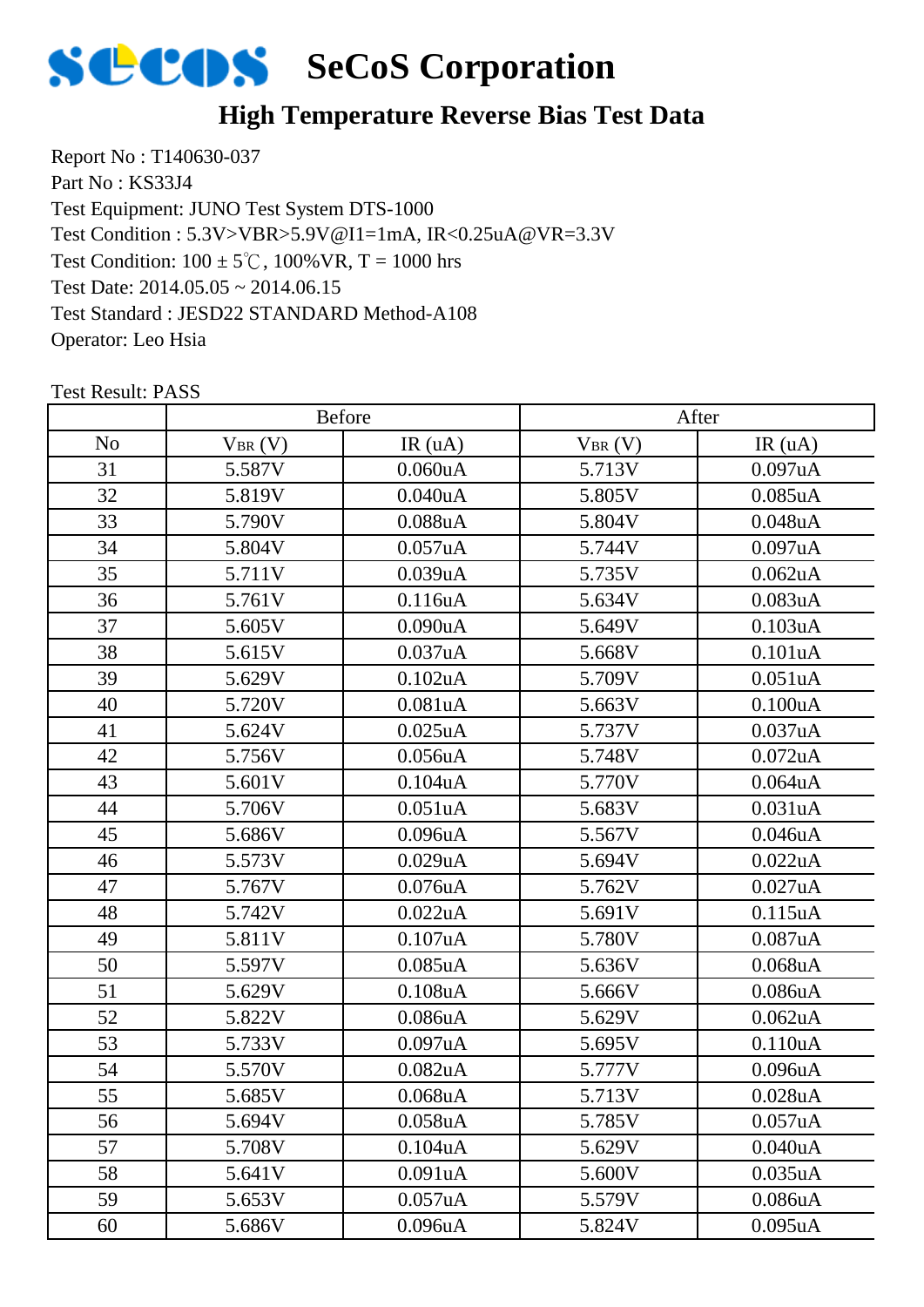# SeCoS Corporation

## High Temperature Reverse Bias Test Data

Report No : T140630-037
Part No : KS33J4
Test Equipment: JUNO Test System DTS-1000
Test Condition : 5.3V>VBR>5.9V@I1=1mA, IR<0.25uA@VR=3.3V
Test Condition: 100 ± 5℃, 100%VR, T = 1000 hrs
Test Date: 2014.05.05 ~ 2014.06.15
Test Standard : JESD22 STANDARD Method-A108
Operator: Leo Hsia

Test Result: PASS

| | Before | | After | |
|---|---|---|---|---|
| No | $V_{BR}$ (V) | IR (uA) | $V_{BR}$ (V) | IR (uA) |
| 31 | 5.587V | 0.060uA | 5.713V | 0.097uA |
| 32 | 5.819V | 0.040uA | 5.805V | 0.085uA |
| 33 | 5.790V | 0.088uA | 5.804V | 0.048uA |
| 34 | 5.804V | 0.057uA | 5.744V | 0.097uA |
| 35 | 5.711V | 0.039uA | 5.735V | 0.062uA |
| 36 | 5.761V | 0.116uA | 5.634V | 0.083uA |
| 37 | 5.605V | 0.090uA | 5.649V | 0.103uA |
| 38 | 5.615V | 0.037uA | 5.668V | 0.101uA |
| 39 | 5.629V | 0.102uA | 5.709V | 0.051uA |
| 40 | 5.720V | 0.081uA | 5.663V | 0.100uA |
| 41 | 5.624V | 0.025uA | 5.737V | 0.037uA |
| 42 | 5.756V | 0.056uA | 5.748V | 0.072uA |
| 43 | 5.601V | 0.104uA | 5.770V | 0.064uA |
| 44 | 5.706V | 0.051uA | 5.683V | 0.031uA |
| 45 | 5.686V | 0.096uA | 5.567V | 0.046uA |
| 46 | 5.573V | 0.029uA | 5.694V | 0.022uA |
| 47 | 5.767V | 0.076uA | 5.762V | 0.027uA |
| 48 | 5.742V | 0.022uA | 5.691V | 0.115uA |
| 49 | 5.811V | 0.107uA | 5.780V | 0.087uA |
| 50 | 5.597V | 0.085uA | 5.636V | 0.068uA |
| 51 | 5.629V | 0.108uA | 5.666V | 0.086uA |
| 52 | 5.822V | 0.086uA | 5.629V | 0.062uA |
| 53 | 5.733V | 0.097uA | 5.695V | 0.110uA |
| 54 | 5.570V | 0.082uA | 5.777V | 0.096uA |
| 55 | 5.685V | 0.068uA | 5.713V | 0.028uA |
| 56 | 5.694V | 0.058uA | 5.785V | 0.057uA |
| 57 | 5.708V | 0.104uA | 5.629V | 0.040uA |
| 58 | 5.641V | 0.091uA | 5.600V | 0.035uA |
| 59 | 5.653V | 0.057uA | 5.579V | 0.086uA |
| 60 | 5.686V | 0.096uA | 5.824V | 0.095uA |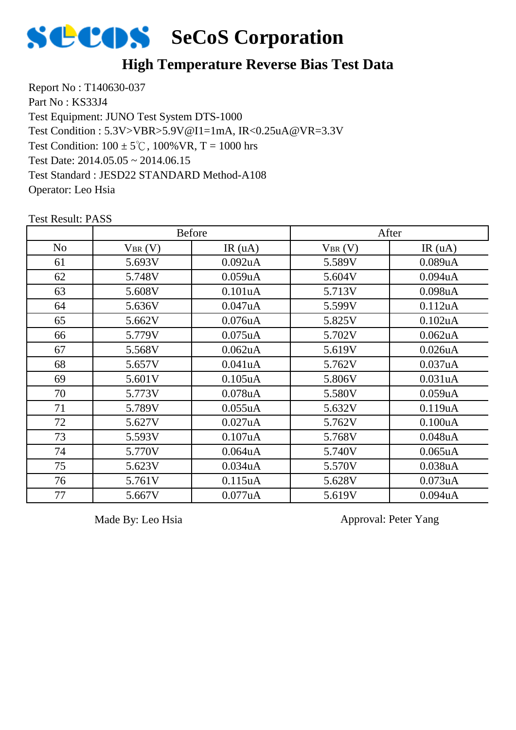# SeCoS Corporation

## High Temperature Reverse Bias Test Data

Report No : T140630-037
Part No : KS33J4
Test Equipment: JUNO Test System DTS-1000
Test Condition : 5.3V>VBR>5.9V@I1=1mA, IR<0.25uA@VR=3.3V
Test Condition: 100 ± 5℃, 100%VR, T = 1000 hrs
Test Date: 2014.05.05 ~ 2014.06.15
Test Standard : JESD22 STANDARD Method-A108
Operator: Leo Hsia

Test Result: PASS

| | Before | | After | |
|---|---|---|---|---|
| No | $V_{BR}$ (V) | IR (uA) | $V_{BR}$ (V) | IR (uA) |
| 61 | 5.693V | 0.092uA | 5.589V | 0.089uA |
| 62 | 5.748V | 0.059uA | 5.604V | 0.094uA |
| 63 | 5.608V | 0.101uA | 5.713V | 0.098uA |
| 64 | 5.636V | 0.047uA | 5.599V | 0.112uA |
| 65 | 5.662V | 0.076uA | 5.825V | 0.102uA |
| 66 | 5.779V | 0.075uA | 5.702V | 0.062uA |
| 67 | 5.568V | 0.062uA | 5.619V | 0.026uA |
| 68 | 5.657V | 0.041uA | 5.762V | 0.037uA |
| 69 | 5.601V | 0.105uA | 5.806V | 0.031uA |
| 70 | 5.773V | 0.078uA | 5.580V | 0.059uA |
| 71 | 5.789V | 0.055uA | 5.632V | 0.119uA |
| 72 | 5.627V | 0.027uA | 5.762V | 0.100uA |
| 73 | 5.593V | 0.107uA | 5.768V | 0.048uA |
| 74 | 5.770V | 0.064uA | 5.740V | 0.065uA |
| 75 | 5.623V | 0.034uA | 5.570V | 0.038uA |
| 76 | 5.761V | 0.115uA | 5.628V | 0.073uA |
| 77 | 5.667V | 0.077uA | 5.619V | 0.094uA |

Made By: Leo Hsia

Approval: Peter Yang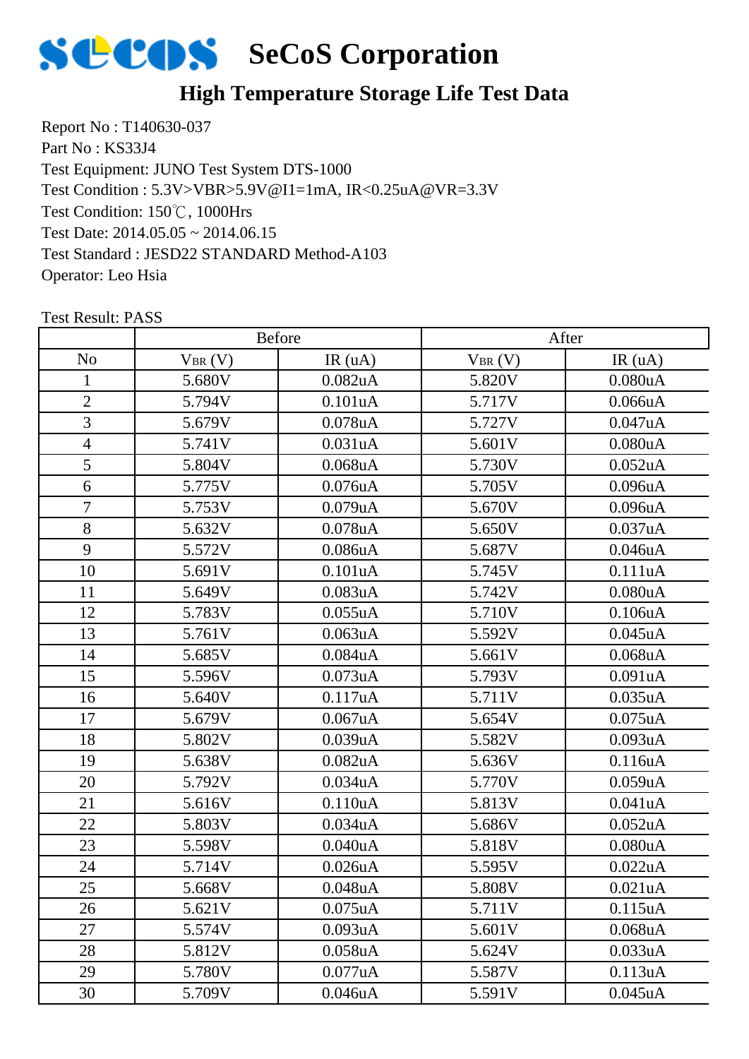# SeCoS Corporation

## High Temperature Storage Life Test Data

Report No : T140630-037
Part No : KS33J4
Test Equipment: JUNO Test System DTS-1000
Test Condition : 5.3V>VBR>5.9V@I1=1mA, IR<0.25uA@VR=3.3V
Test Condition: 150℃, 1000Hrs
Test Date: 2014.05.05 ~ 2014.06.15
Test Standard : JESD22 STANDARD Method-A103
Operator: Leo Hsia

Test Result: PASS

| | Before | | After | |
|---|---|---|---|---|
| No | $V_{BR}$ (V) | IR (uA) | $V_{BR}$ (V) | IR (uA) |
| 1 | 5.680V | 0.082uA | 5.820V | 0.080uA |
| 2 | 5.794V | 0.101uA | 5.717V | 0.066uA |
| 3 | 5.679V | 0.078uA | 5.727V | 0.047uA |
| 4 | 5.741V | 0.031uA | 5.601V | 0.080uA |
| 5 | 5.804V | 0.068uA | 5.730V | 0.052uA |
| 6 | 5.775V | 0.076uA | 5.705V | 0.096uA |
| 7 | 5.753V | 0.079uA | 5.670V | 0.096uA |
| 8 | 5.632V | 0.078uA | 5.650V | 0.037uA |
| 9 | 5.572V | 0.086uA | 5.687V | 0.046uA |
| 10 | 5.691V | 0.101uA | 5.745V | 0.111uA |
| 11 | 5.649V | 0.083uA | 5.742V | 0.080uA |
| 12 | 5.783V | 0.055uA | 5.710V | 0.106uA |
| 13 | 5.761V | 0.063uA | 5.592V | 0.045uA |
| 14 | 5.685V | 0.084uA | 5.661V | 0.068uA |
| 15 | 5.596V | 0.073uA | 5.793V | 0.091uA |
| 16 | 5.640V | 0.117uA | 5.711V | 0.035uA |
| 17 | 5.679V | 0.067uA | 5.654V | 0.075uA |
| 18 | 5.802V | 0.039uA | 5.582V | 0.093uA |
| 19 | 5.638V | 0.082uA | 5.636V | 0.116uA |
| 20 | 5.792V | 0.034uA | 5.770V | 0.059uA |
| 21 | 5.616V | 0.110uA | 5.813V | 0.041uA |
| 22 | 5.803V | 0.034uA | 5.686V | 0.052uA |
| 23 | 5.598V | 0.040uA | 5.818V | 0.080uA |
| 24 | 5.714V | 0.026uA | 5.595V | 0.022uA |
| 25 | 5.668V | 0.048uA | 5.808V | 0.021uA |
| 26 | 5.621V | 0.075uA | 5.711V | 0.115uA |
| 27 | 5.574V | 0.093uA | 5.601V | 0.068uA |
| 28 | 5.812V | 0.058uA | 5.624V | 0.033uA |
| 29 | 5.780V | 0.077uA | 5.587V | 0.113uA |
| 30 | 5.709V | 0.046uA | 5.591V | 0.045uA |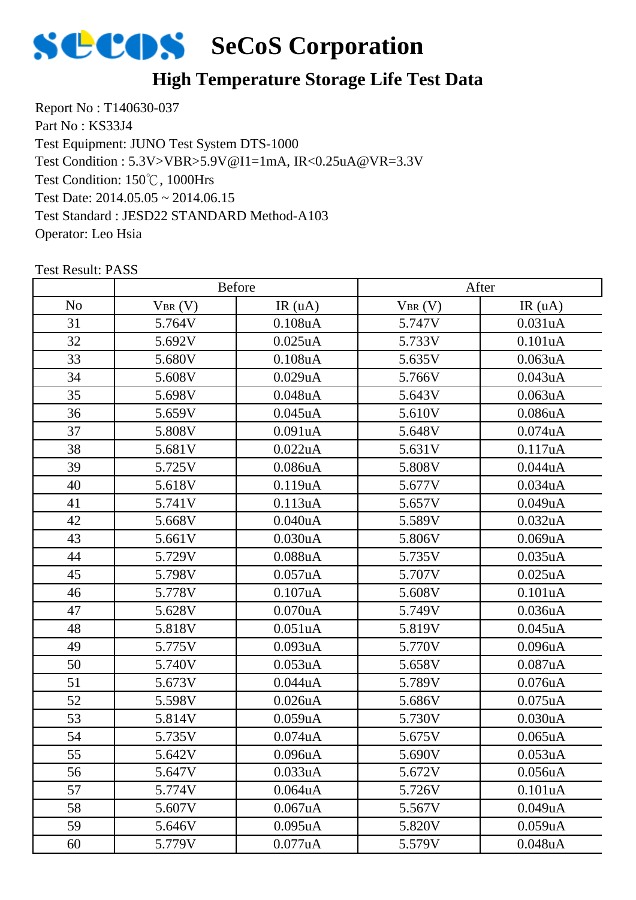# SeCoS Corporation

## High Temperature Storage Life Test Data

Report No : T140630-037
Part No : KS33J4
Test Equipment: JUNO Test System DTS-1000
Test Condition : 5.3V>VBR>5.9V@I1=1mA, IR<0.25uA@VR=3.3V
Test Condition: 150℃, 1000Hrs
Test Date: 2014.05.05 ~ 2014.06.15
Test Standard : JESD22 STANDARD Method-A103
Operator: Leo Hsia

Test Result: PASS

| | Before | | After | |
|---|---|---|---|---|
| No | $V_{BR}$ (V) | IR (uA) | $V_{BR}$ (V) | IR (uA) |
| 31 | 5.764V | 0.108uA | 5.747V | 0.031uA |
| 32 | 5.692V | 0.025uA | 5.733V | 0.101uA |
| 33 | 5.680V | 0.108uA | 5.635V | 0.063uA |
| 34 | 5.608V | 0.029uA | 5.766V | 0.043uA |
| 35 | 5.698V | 0.048uA | 5.643V | 0.063uA |
| 36 | 5.659V | 0.045uA | 5.610V | 0.086uA |
| 37 | 5.808V | 0.091uA | 5.648V | 0.074uA |
| 38 | 5.681V | 0.022uA | 5.631V | 0.117uA |
| 39 | 5.725V | 0.086uA | 5.808V | 0.044uA |
| 40 | 5.618V | 0.119uA | 5.677V | 0.034uA |
| 41 | 5.741V | 0.113uA | 5.657V | 0.049uA |
| 42 | 5.668V | 0.040uA | 5.589V | 0.032uA |
| 43 | 5.661V | 0.030uA | 5.806V | 0.069uA |
| 44 | 5.729V | 0.088uA | 5.735V | 0.035uA |
| 45 | 5.798V | 0.057uA | 5.707V | 0.025uA |
| 46 | 5.778V | 0.107uA | 5.608V | 0.101uA |
| 47 | 5.628V | 0.070uA | 5.749V | 0.036uA |
| 48 | 5.818V | 0.051uA | 5.819V | 0.045uA |
| 49 | 5.775V | 0.093uA | 5.770V | 0.096uA |
| 50 | 5.740V | 0.053uA | 5.658V | 0.087uA |
| 51 | 5.673V | 0.044uA | 5.789V | 0.076uA |
| 52 | 5.598V | 0.026uA | 5.686V | 0.075uA |
| 53 | 5.814V | 0.059uA | 5.730V | 0.030uA |
| 54 | 5.735V | 0.074uA | 5.675V | 0.065uA |
| 55 | 5.642V | 0.096uA | 5.690V | 0.053uA |
| 56 | 5.647V | 0.033uA | 5.672V | 0.056uA |
| 57 | 5.774V | 0.064uA | 5.726V | 0.101uA |
| 58 | 5.607V | 0.067uA | 5.567V | 0.049uA |
| 59 | 5.646V | 0.095uA | 5.820V | 0.059uA |
| 60 | 5.779V | 0.077uA | 5.579V | 0.048uA |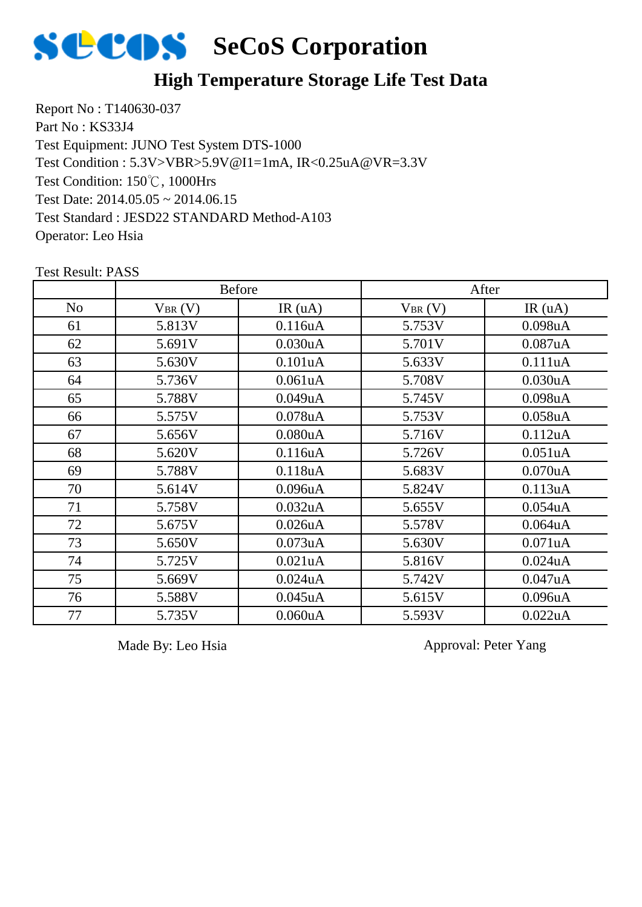# SeCoS Corporation

## High Temperature Storage Life Test Data

Report No : T140630-037
Part No : KS33J4
Test Equipment: JUNO Test System DTS-1000
Test Condition : 5.3V>VBR>5.9V@I1=1mA, IR<0.25uA@VR=3.3V
Test Condition: 150℃, 1000Hrs
Test Date: 2014.05.05 ~ 2014.06.15
Test Standard : JESD22 STANDARD Method-A103
Operator: Leo Hsia

Test Result: PASS

| | Before | | After | |
|---|---|---|---|---|
| No | $V_{BR}$ (V) | IR (uA) | $V_{BR}$ (V) | IR (uA) |
| 61 | 5.813V | 0.116uA | 5.753V | 0.098uA |
| 62 | 5.691V | 0.030uA | 5.701V | 0.087uA |
| 63 | 5.630V | 0.101uA | 5.633V | 0.111uA |
| 64 | 5.736V | 0.061uA | 5.708V | 0.030uA |
| 65 | 5.788V | 0.049uA | 5.745V | 0.098uA |
| 66 | 5.575V | 0.078uA | 5.753V | 0.058uA |
| 67 | 5.656V | 0.080uA | 5.716V | 0.112uA |
| 68 | 5.620V | 0.116uA | 5.726V | 0.051uA |
| 69 | 5.788V | 0.118uA | 5.683V | 0.070uA |
| 70 | 5.614V | 0.096uA | 5.824V | 0.113uA |
| 71 | 5.758V | 0.032uA | 5.655V | 0.054uA |
| 72 | 5.675V | 0.026uA | 5.578V | 0.064uA |
| 73 | 5.650V | 0.073uA | 5.630V | 0.071uA |
| 74 | 5.725V | 0.021uA | 5.816V | 0.024uA |
| 75 | 5.669V | 0.024uA | 5.742V | 0.047uA |
| 76 | 5.588V | 0.045uA | 5.615V | 0.096uA |
| 77 | 5.735V | 0.060uA | 5.593V | 0.022uA |

Made By: Leo Hsia　　　　　　　　Approval: Peter Yang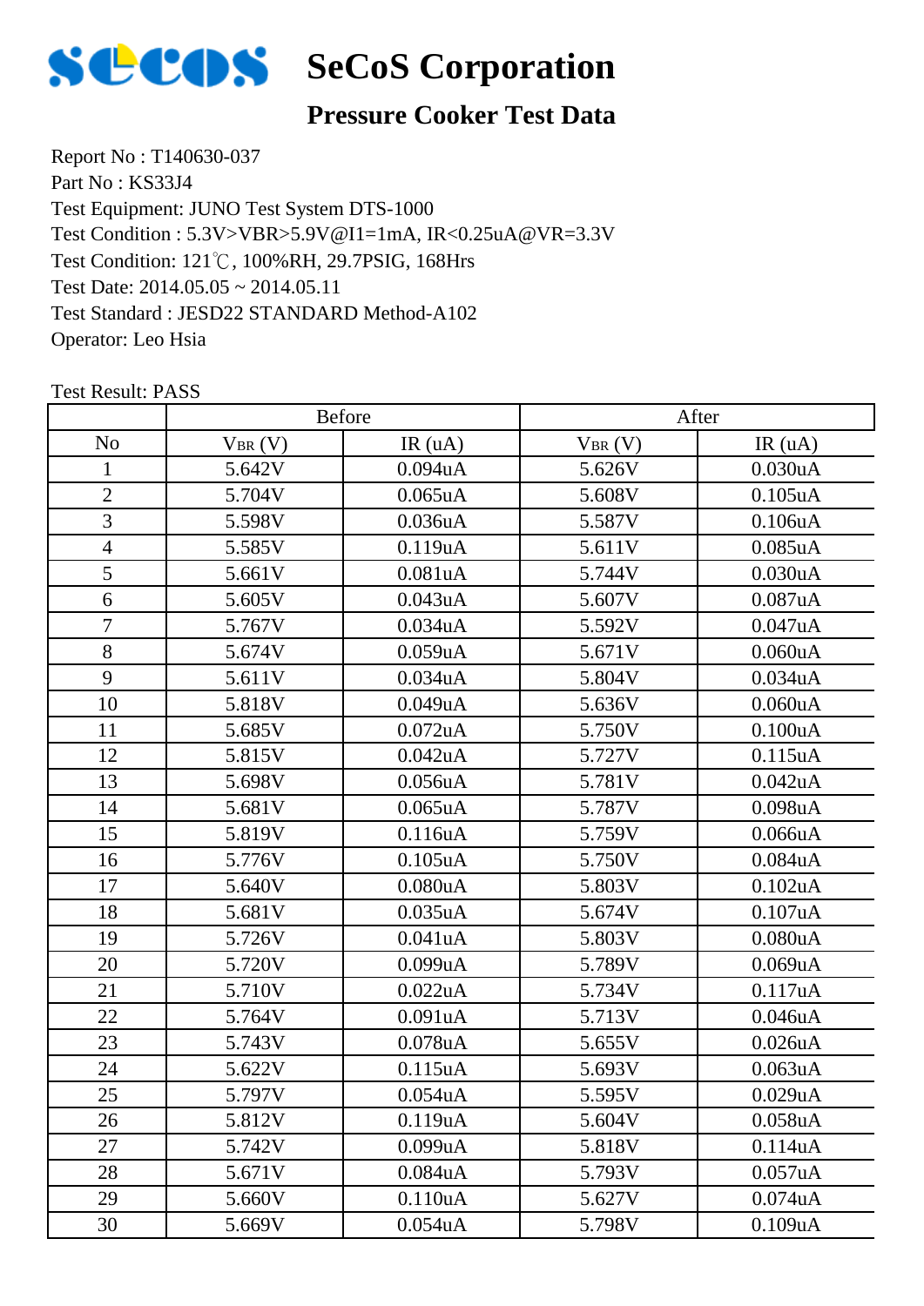# SeCoS Corporation

## Pressure Cooker Test Data

Report No : T140630-037
Part No : KS33J4
Test Equipment: JUNO Test System DTS-1000
Test Condition : 5.3V>VBR>5.9V@I1=1mA, IR<0.25uA@VR=3.3V
Test Condition: 121℃, 100%RH, 29.7PSIG, 168Hrs
Test Date: 2014.05.05 ~ 2014.05.11
Test Standard : JESD22 STANDARD Method-A102
Operator: Leo Hsia

Test Result: PASS

| | Before | | After | |
|---|---|---|---|---|
| No | $V_{BR}$ (V) | IR (uA) | $V_{BR}$ (V) | IR (uA) |
| 1 | 5.642V | 0.094uA | 5.626V | 0.030uA |
| 2 | 5.704V | 0.065uA | 5.608V | 0.105uA |
| 3 | 5.598V | 0.036uA | 5.587V | 0.106uA |
| 4 | 5.585V | 0.119uA | 5.611V | 0.085uA |
| 5 | 5.661V | 0.081uA | 5.744V | 0.030uA |
| 6 | 5.605V | 0.043uA | 5.607V | 0.087uA |
| 7 | 5.767V | 0.034uA | 5.592V | 0.047uA |
| 8 | 5.674V | 0.059uA | 5.671V | 0.060uA |
| 9 | 5.611V | 0.034uA | 5.804V | 0.034uA |
| 10 | 5.818V | 0.049uA | 5.636V | 0.060uA |
| 11 | 5.685V | 0.072uA | 5.750V | 0.100uA |
| 12 | 5.815V | 0.042uA | 5.727V | 0.115uA |
| 13 | 5.698V | 0.056uA | 5.781V | 0.042uA |
| 14 | 5.681V | 0.065uA | 5.787V | 0.098uA |
| 15 | 5.819V | 0.116uA | 5.759V | 0.066uA |
| 16 | 5.776V | 0.105uA | 5.750V | 0.084uA |
| 17 | 5.640V | 0.080uA | 5.803V | 0.102uA |
| 18 | 5.681V | 0.035uA | 5.674V | 0.107uA |
| 19 | 5.726V | 0.041uA | 5.803V | 0.080uA |
| 20 | 5.720V | 0.099uA | 5.789V | 0.069uA |
| 21 | 5.710V | 0.022uA | 5.734V | 0.117uA |
| 22 | 5.764V | 0.091uA | 5.713V | 0.046uA |
| 23 | 5.743V | 0.078uA | 5.655V | 0.026uA |
| 24 | 5.622V | 0.115uA | 5.693V | 0.063uA |
| 25 | 5.797V | 0.054uA | 5.595V | 0.029uA |
| 26 | 5.812V | 0.119uA | 5.604V | 0.058uA |
| 27 | 5.742V | 0.099uA | 5.818V | 0.114uA |
| 28 | 5.671V | 0.084uA | 5.793V | 0.057uA |
| 29 | 5.660V | 0.110uA | 5.627V | 0.074uA |
| 30 | 5.669V | 0.054uA | 5.798V | 0.109uA |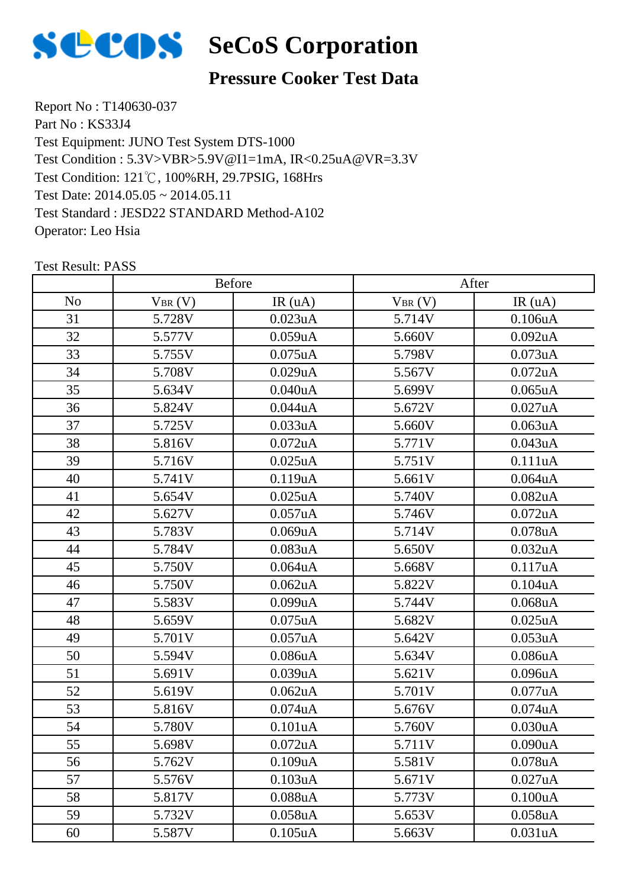# SeCoS Corporation

## Pressure Cooker Test Data

Report No : T140630-037
Part No : KS33J4
Test Equipment: JUNO Test System DTS-1000
Test Condition : 5.3V>VBR>5.9V@I1=1mA, IR<0.25uA@VR=3.3V
Test Condition: 121℃, 100%RH, 29.7PSIG, 168Hrs
Test Date: 2014.05.05 ~ 2014.05.11
Test Standard : JESD22 STANDARD Method-A102
Operator: Leo Hsia

Test Result: PASS

| | Before | | After | |
|---|---|---|---|---|
| No | $V_{BR}$ (V) | IR (uA) | $V_{BR}$ (V) | IR (uA) |
| 31 | 5.728V | 0.023uA | 5.714V | 0.106uA |
| 32 | 5.577V | 0.059uA | 5.660V | 0.092uA |
| 33 | 5.755V | 0.075uA | 5.798V | 0.073uA |
| 34 | 5.708V | 0.029uA | 5.567V | 0.072uA |
| 35 | 5.634V | 0.040uA | 5.699V | 0.065uA |
| 36 | 5.824V | 0.044uA | 5.672V | 0.027uA |
| 37 | 5.725V | 0.033uA | 5.660V | 0.063uA |
| 38 | 5.816V | 0.072uA | 5.771V | 0.043uA |
| 39 | 5.716V | 0.025uA | 5.751V | 0.111uA |
| 40 | 5.741V | 0.119uA | 5.661V | 0.064uA |
| 41 | 5.654V | 0.025uA | 5.740V | 0.082uA |
| 42 | 5.627V | 0.057uA | 5.746V | 0.072uA |
| 43 | 5.783V | 0.069uA | 5.714V | 0.078uA |
| 44 | 5.784V | 0.083uA | 5.650V | 0.032uA |
| 45 | 5.750V | 0.064uA | 5.668V | 0.117uA |
| 46 | 5.750V | 0.062uA | 5.822V | 0.104uA |
| 47 | 5.583V | 0.099uA | 5.744V | 0.068uA |
| 48 | 5.659V | 0.075uA | 5.682V | 0.025uA |
| 49 | 5.701V | 0.057uA | 5.642V | 0.053uA |
| 50 | 5.594V | 0.086uA | 5.634V | 0.086uA |
| 51 | 5.691V | 0.039uA | 5.621V | 0.096uA |
| 52 | 5.619V | 0.062uA | 5.701V | 0.077uA |
| 53 | 5.816V | 0.074uA | 5.676V | 0.074uA |
| 54 | 5.780V | 0.101uA | 5.760V | 0.030uA |
| 55 | 5.698V | 0.072uA | 5.711V | 0.090uA |
| 56 | 5.762V | 0.109uA | 5.581V | 0.078uA |
| 57 | 5.576V | 0.103uA | 5.671V | 0.027uA |
| 58 | 5.817V | 0.088uA | 5.773V | 0.100uA |
| 59 | 5.732V | 0.058uA | 5.653V | 0.058uA |
| 60 | 5.587V | 0.105uA | 5.663V | 0.031uA |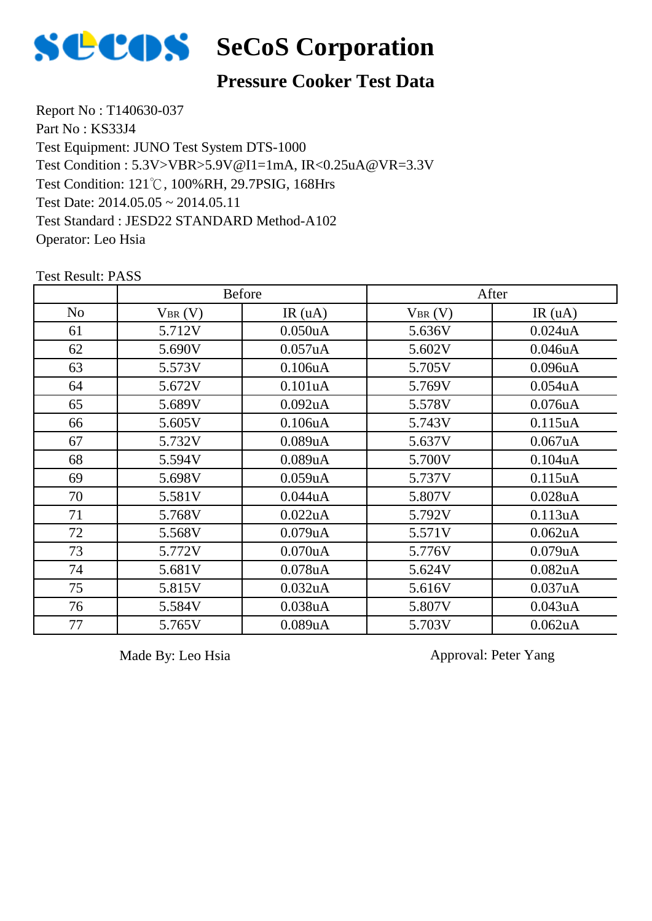# SeCoS Corporation

## Pressure Cooker Test Data

Report No : T140630-037
Part No : KS33J4
Test Equipment: JUNO Test System DTS-1000
Test Condition : 5.3V>VBR>5.9V@I1=1mA, IR<0.25uA@VR=3.3V
Test Condition: 121℃, 100%RH, 29.7PSIG, 168Hrs
Test Date: 2014.05.05 ~ 2014.05.11
Test Standard : JESD22 STANDARD Method-A102
Operator: Leo Hsia

Test Result: PASS

| | Before | | After | |
|---|---|---|---|---|
| No | $V_{BR}$ (V) | IR (uA) | $V_{BR}$ (V) | IR (uA) |
| 61 | 5.712V | 0.050uA | 5.636V | 0.024uA |
| 62 | 5.690V | 0.057uA | 5.602V | 0.046uA |
| 63 | 5.573V | 0.106uA | 5.705V | 0.096uA |
| 64 | 5.672V | 0.101uA | 5.769V | 0.054uA |
| 65 | 5.689V | 0.092uA | 5.578V | 0.076uA |
| 66 | 5.605V | 0.106uA | 5.743V | 0.115uA |
| 67 | 5.732V | 0.089uA | 5.637V | 0.067uA |
| 68 | 5.594V | 0.089uA | 5.700V | 0.104uA |
| 69 | 5.698V | 0.059uA | 5.737V | 0.115uA |
| 70 | 5.581V | 0.044uA | 5.807V | 0.028uA |
| 71 | 5.768V | 0.022uA | 5.792V | 0.113uA |
| 72 | 5.568V | 0.079uA | 5.571V | 0.062uA |
| 73 | 5.772V | 0.070uA | 5.776V | 0.079uA |
| 74 | 5.681V | 0.078uA | 5.624V | 0.082uA |
| 75 | 5.815V | 0.032uA | 5.616V | 0.037uA |
| 76 | 5.584V | 0.038uA | 5.807V | 0.043uA |
| 77 | 5.765V | 0.089uA | 5.703V | 0.062uA |

Made By: Leo Hsia　　　　　　　　　　Approval: Peter Yang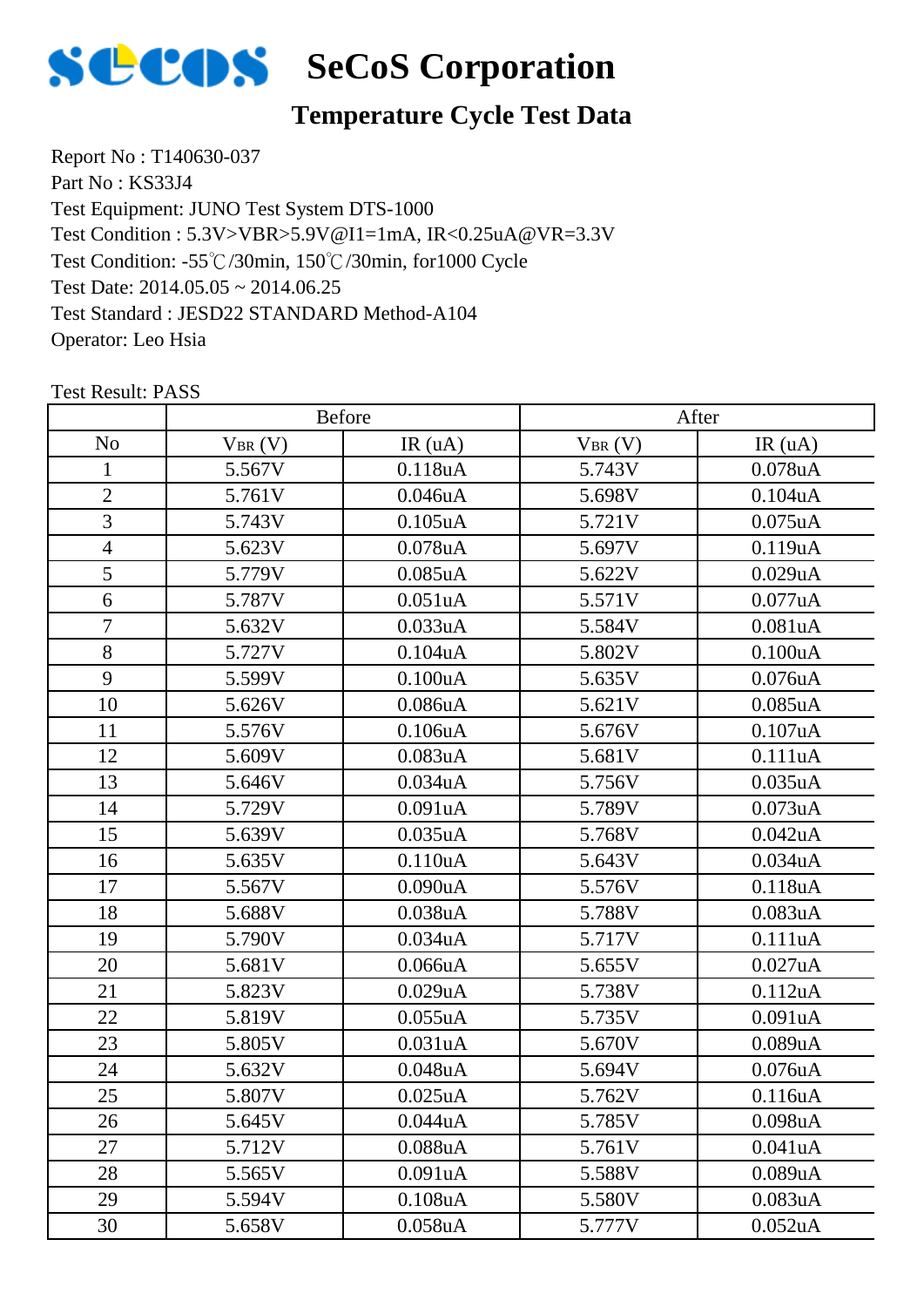# SeCoS Corporation

## Temperature Cycle Test Data

Report No : T140630-037
Part No : KS33J4
Test Equipment: JUNO Test System DTS-1000
Test Condition : 5.3V>VBR>5.9V@I1=1mA, IR<0.25uA@VR=3.3V
Test Condition: -55℃/30min, 150℃/30min, for1000 Cycle
Test Date: 2014.05.05 ~ 2014.06.25
Test Standard : JESD22 STANDARD Method-A104
Operator: Leo Hsia

Test Result: PASS

| | Before | | After | |
|---|---|---|---|---|
| No | $V_{BR}$ (V) | IR (uA) | $V_{BR}$ (V) | IR (uA) |
| 1 | 5.567V | 0.118uA | 5.743V | 0.078uA |
| 2 | 5.761V | 0.046uA | 5.698V | 0.104uA |
| 3 | 5.743V | 0.105uA | 5.721V | 0.075uA |
| 4 | 5.623V | 0.078uA | 5.697V | 0.119uA |
| 5 | 5.779V | 0.085uA | 5.622V | 0.029uA |
| 6 | 5.787V | 0.051uA | 5.571V | 0.077uA |
| 7 | 5.632V | 0.033uA | 5.584V | 0.081uA |
| 8 | 5.727V | 0.104uA | 5.802V | 0.100uA |
| 9 | 5.599V | 0.100uA | 5.635V | 0.076uA |
| 10 | 5.626V | 0.086uA | 5.621V | 0.085uA |
| 11 | 5.576V | 0.106uA | 5.676V | 0.107uA |
| 12 | 5.609V | 0.083uA | 5.681V | 0.111uA |
| 13 | 5.646V | 0.034uA | 5.756V | 0.035uA |
| 14 | 5.729V | 0.091uA | 5.789V | 0.073uA |
| 15 | 5.639V | 0.035uA | 5.768V | 0.042uA |
| 16 | 5.635V | 0.110uA | 5.643V | 0.034uA |
| 17 | 5.567V | 0.090uA | 5.576V | 0.118uA |
| 18 | 5.688V | 0.038uA | 5.788V | 0.083uA |
| 19 | 5.790V | 0.034uA | 5.717V | 0.111uA |
| 20 | 5.681V | 0.066uA | 5.655V | 0.027uA |
| 21 | 5.823V | 0.029uA | 5.738V | 0.112uA |
| 22 | 5.819V | 0.055uA | 5.735V | 0.091uA |
| 23 | 5.805V | 0.031uA | 5.670V | 0.089uA |
| 24 | 5.632V | 0.048uA | 5.694V | 0.076uA |
| 25 | 5.807V | 0.025uA | 5.762V | 0.116uA |
| 26 | 5.645V | 0.044uA | 5.785V | 0.098uA |
| 27 | 5.712V | 0.088uA | 5.761V | 0.041uA |
| 28 | 5.565V | 0.091uA | 5.588V | 0.089uA |
| 29 | 5.594V | 0.108uA | 5.580V | 0.083uA |
| 30 | 5.658V | 0.058uA | 5.777V | 0.052uA |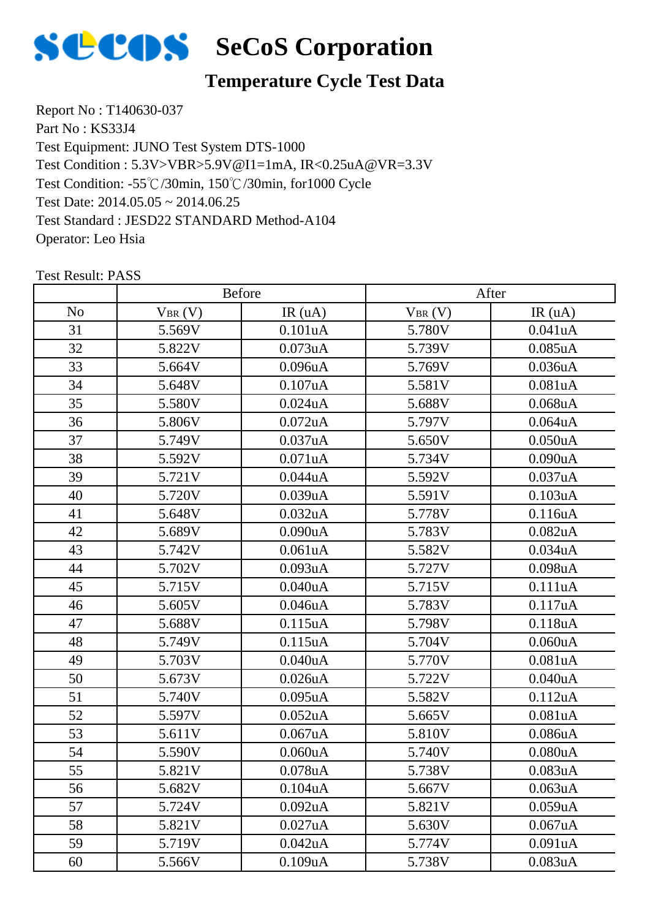# SeCoS Corporation

## Temperature Cycle Test Data

Report No : T140630-037
Part No : KS33J4
Test Equipment: JUNO Test System DTS-1000
Test Condition : 5.3V>VBR>5.9V@I1=1mA, IR<0.25uA@VR=3.3V
Test Condition: -55℃/30min, 150℃/30min, for1000 Cycle
Test Date: 2014.05.05 ~ 2014.06.25
Test Standard : JESD22 STANDARD Method-A104
Operator: Leo Hsia

Test Result: PASS

| | Before | | After | |
|---|---|---|---|---|
| No | $V_{BR}$ (V) | IR (uA) | $V_{BR}$ (V) | IR (uA) |
| 31 | 5.569V | 0.101uA | 5.780V | 0.041uA |
| 32 | 5.822V | 0.073uA | 5.739V | 0.085uA |
| 33 | 5.664V | 0.096uA | 5.769V | 0.036uA |
| 34 | 5.648V | 0.107uA | 5.581V | 0.081uA |
| 35 | 5.580V | 0.024uA | 5.688V | 0.068uA |
| 36 | 5.806V | 0.072uA | 5.797V | 0.064uA |
| 37 | 5.749V | 0.037uA | 5.650V | 0.050uA |
| 38 | 5.592V | 0.071uA | 5.734V | 0.090uA |
| 39 | 5.721V | 0.044uA | 5.592V | 0.037uA |
| 40 | 5.720V | 0.039uA | 5.591V | 0.103uA |
| 41 | 5.648V | 0.032uA | 5.778V | 0.116uA |
| 42 | 5.689V | 0.090uA | 5.783V | 0.082uA |
| 43 | 5.742V | 0.061uA | 5.582V | 0.034uA |
| 44 | 5.702V | 0.093uA | 5.727V | 0.098uA |
| 45 | 5.715V | 0.040uA | 5.715V | 0.111uA |
| 46 | 5.605V | 0.046uA | 5.783V | 0.117uA |
| 47 | 5.688V | 0.115uA | 5.798V | 0.118uA |
| 48 | 5.749V | 0.115uA | 5.704V | 0.060uA |
| 49 | 5.703V | 0.040uA | 5.770V | 0.081uA |
| 50 | 5.673V | 0.026uA | 5.722V | 0.040uA |
| 51 | 5.740V | 0.095uA | 5.582V | 0.112uA |
| 52 | 5.597V | 0.052uA | 5.665V | 0.081uA |
| 53 | 5.611V | 0.067uA | 5.810V | 0.086uA |
| 54 | 5.590V | 0.060uA | 5.740V | 0.080uA |
| 55 | 5.821V | 0.078uA | 5.738V | 0.083uA |
| 56 | 5.682V | 0.104uA | 5.667V | 0.063uA |
| 57 | 5.724V | 0.092uA | 5.821V | 0.059uA |
| 58 | 5.821V | 0.027uA | 5.630V | 0.067uA |
| 59 | 5.719V | 0.042uA | 5.774V | 0.091uA |
| 60 | 5.566V | 0.109uA | 5.738V | 0.083uA |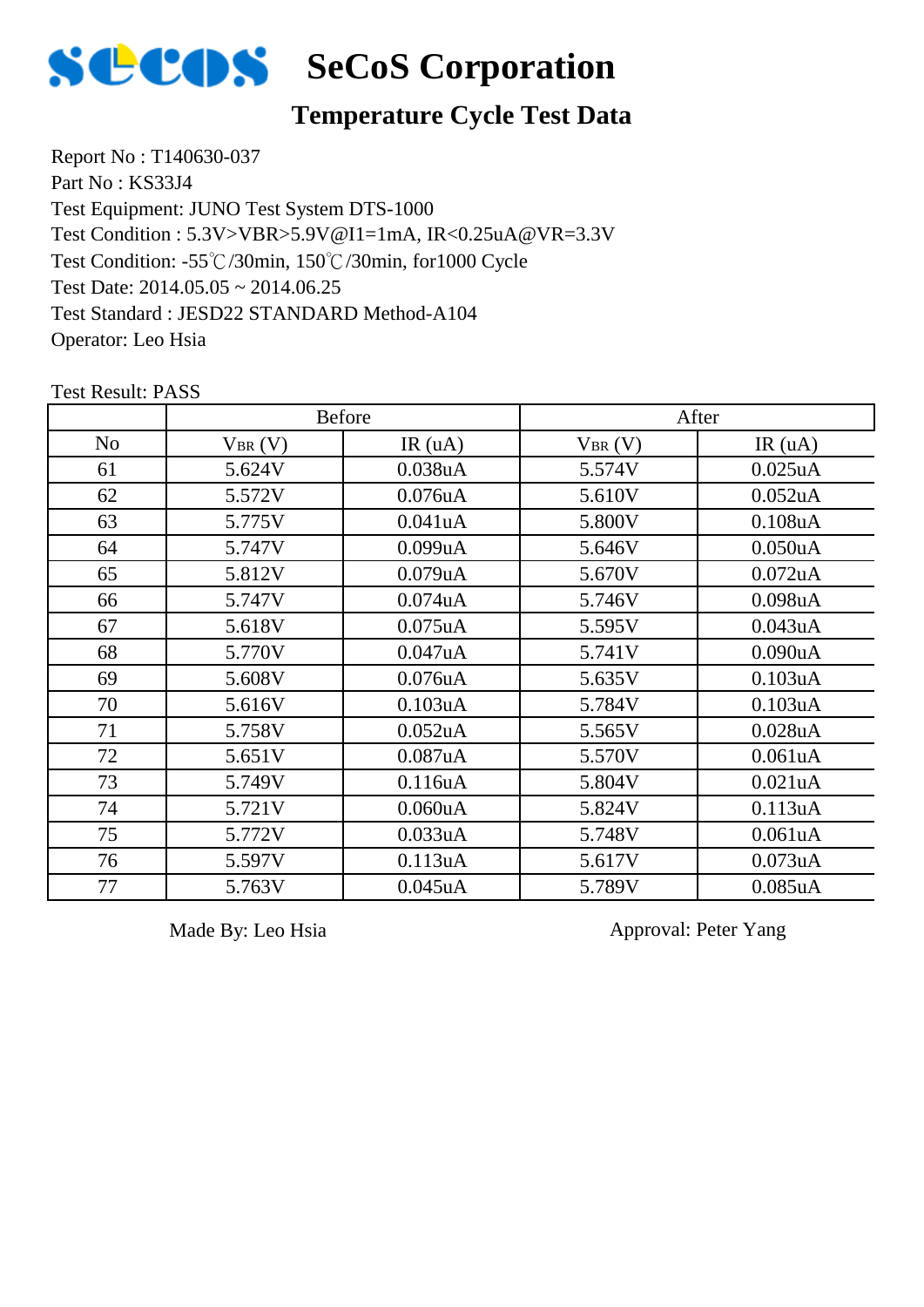# SeCoS Corporation

## Temperature Cycle Test Data

Report No : T140630-037
Part No : KS33J4
Test Equipment: JUNO Test System DTS-1000
Test Condition : 5.3V>VBR>5.9V@I1=1mA, IR<0.25uA@VR=3.3V
Test Condition: -55℃/30min, 150℃/30min, for1000 Cycle
Test Date: 2014.05.05 ~ 2014.06.25
Test Standard : JESD22 STANDARD Method-A104
Operator: Leo Hsia

Test Result: PASS

| | Before | | After | |
|---|---|---|---|---|
| No | $V_{BR}$ (V) | IR (uA) | $V_{BR}$ (V) | IR (uA) |
| 61 | 5.624V | 0.038uA | 5.574V | 0.025uA |
| 62 | 5.572V | 0.076uA | 5.610V | 0.052uA |
| 63 | 5.775V | 0.041uA | 5.800V | 0.108uA |
| 64 | 5.747V | 0.099uA | 5.646V | 0.050uA |
| 65 | 5.812V | 0.079uA | 5.670V | 0.072uA |
| 66 | 5.747V | 0.074uA | 5.746V | 0.098uA |
| 67 | 5.618V | 0.075uA | 5.595V | 0.043uA |
| 68 | 5.770V | 0.047uA | 5.741V | 0.090uA |
| 69 | 5.608V | 0.076uA | 5.635V | 0.103uA |
| 70 | 5.616V | 0.103uA | 5.784V | 0.103uA |
| 71 | 5.758V | 0.052uA | 5.565V | 0.028uA |
| 72 | 5.651V | 0.087uA | 5.570V | 0.061uA |
| 73 | 5.749V | 0.116uA | 5.804V | 0.021uA |
| 74 | 5.721V | 0.060uA | 5.824V | 0.113uA |
| 75 | 5.772V | 0.033uA | 5.748V | 0.061uA |
| 76 | 5.597V | 0.113uA | 5.617V | 0.073uA |
| 77 | 5.763V | 0.045uA | 5.789V | 0.085uA |

Made By: Leo Hsia

Approval: Peter Yang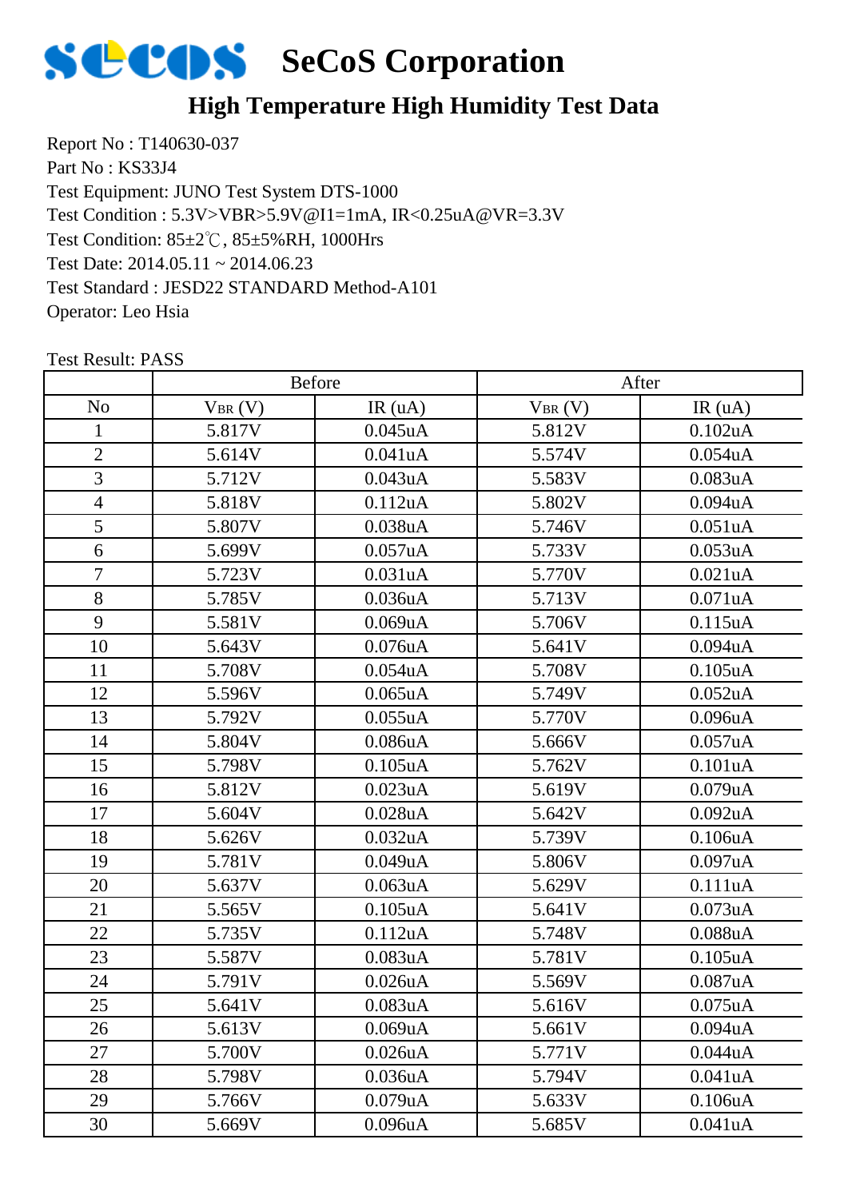# SeCoS Corporation

## High Temperature High Humidity Test Data

Report No : T140630-037
Part No : KS33J4
Test Equipment: JUNO Test System DTS-1000
Test Condition : 5.3V>VBR>5.9V@I1=1mA, IR<0.25uA@VR=3.3V
Test Condition: 85±2℃, 85±5%RH, 1000Hrs
Test Date: 2014.05.11 ~ 2014.06.23
Test Standard : JESD22 STANDARD Method-A101
Operator: Leo Hsia

Test Result: PASS

| | Before | | After | |
|---|---|---|---|---|
| No | $V_{BR}$ (V) | IR (uA) | $V_{BR}$ (V) | IR (uA) |
| 1 | 5.817V | 0.045uA | 5.812V | 0.102uA |
| 2 | 5.614V | 0.041uA | 5.574V | 0.054uA |
| 3 | 5.712V | 0.043uA | 5.583V | 0.083uA |
| 4 | 5.818V | 0.112uA | 5.802V | 0.094uA |
| 5 | 5.807V | 0.038uA | 5.746V | 0.051uA |
| 6 | 5.699V | 0.057uA | 5.733V | 0.053uA |
| 7 | 5.723V | 0.031uA | 5.770V | 0.021uA |
| 8 | 5.785V | 0.036uA | 5.713V | 0.071uA |
| 9 | 5.581V | 0.069uA | 5.706V | 0.115uA |
| 10 | 5.643V | 0.076uA | 5.641V | 0.094uA |
| 11 | 5.708V | 0.054uA | 5.708V | 0.105uA |
| 12 | 5.596V | 0.065uA | 5.749V | 0.052uA |
| 13 | 5.792V | 0.055uA | 5.770V | 0.096uA |
| 14 | 5.804V | 0.086uA | 5.666V | 0.057uA |
| 15 | 5.798V | 0.105uA | 5.762V | 0.101uA |
| 16 | 5.812V | 0.023uA | 5.619V | 0.079uA |
| 17 | 5.604V | 0.028uA | 5.642V | 0.092uA |
| 18 | 5.626V | 0.032uA | 5.739V | 0.106uA |
| 19 | 5.781V | 0.049uA | 5.806V | 0.097uA |
| 20 | 5.637V | 0.063uA | 5.629V | 0.111uA |
| 21 | 5.565V | 0.105uA | 5.641V | 0.073uA |
| 22 | 5.735V | 0.112uA | 5.748V | 0.088uA |
| 23 | 5.587V | 0.083uA | 5.781V | 0.105uA |
| 24 | 5.791V | 0.026uA | 5.569V | 0.087uA |
| 25 | 5.641V | 0.083uA | 5.616V | 0.075uA |
| 26 | 5.613V | 0.069uA | 5.661V | 0.094uA |
| 27 | 5.700V | 0.026uA | 5.771V | 0.044uA |
| 28 | 5.798V | 0.036uA | 5.794V | 0.041uA |
| 29 | 5.766V | 0.079uA | 5.633V | 0.106uA |
| 30 | 5.669V | 0.096uA | 5.685V | 0.041uA |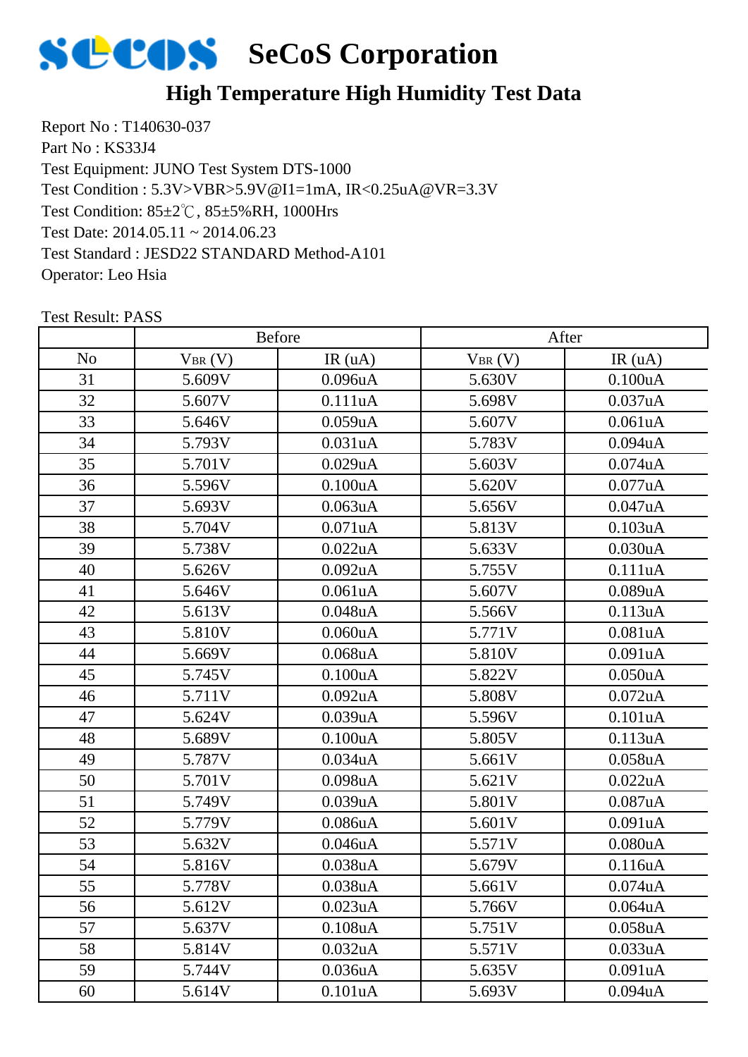# SeCoS Corporation

## High Temperature High Humidity Test Data

Report No : T140630-037
Part No : KS33J4
Test Equipment: JUNO Test System DTS-1000
Test Condition : 5.3V>VBR>5.9V@I1=1mA, IR<0.25uA@VR=3.3V
Test Condition: 85±2℃, 85±5%RH, 1000Hrs
Test Date: 2014.05.11 ~ 2014.06.23
Test Standard : JESD22 STANDARD Method-A101
Operator: Leo Hsia

Test Result: PASS

| | Before | | After | |
|---|---|---|---|---|
| No | $V_{BR}$ (V) | IR (uA) | $V_{BR}$ (V) | IR (uA) |
| 31 | 5.609V | 0.096uA | 5.630V | 0.100uA |
| 32 | 5.607V | 0.111uA | 5.698V | 0.037uA |
| 33 | 5.646V | 0.059uA | 5.607V | 0.061uA |
| 34 | 5.793V | 0.031uA | 5.783V | 0.094uA |
| 35 | 5.701V | 0.029uA | 5.603V | 0.074uA |
| 36 | 5.596V | 0.100uA | 5.620V | 0.077uA |
| 37 | 5.693V | 0.063uA | 5.656V | 0.047uA |
| 38 | 5.704V | 0.071uA | 5.813V | 0.103uA |
| 39 | 5.738V | 0.022uA | 5.633V | 0.030uA |
| 40 | 5.626V | 0.092uA | 5.755V | 0.111uA |
| 41 | 5.646V | 0.061uA | 5.607V | 0.089uA |
| 42 | 5.613V | 0.048uA | 5.566V | 0.113uA |
| 43 | 5.810V | 0.060uA | 5.771V | 0.081uA |
| 44 | 5.669V | 0.068uA | 5.810V | 0.091uA |
| 45 | 5.745V | 0.100uA | 5.822V | 0.050uA |
| 46 | 5.711V | 0.092uA | 5.808V | 0.072uA |
| 47 | 5.624V | 0.039uA | 5.596V | 0.101uA |
| 48 | 5.689V | 0.100uA | 5.805V | 0.113uA |
| 49 | 5.787V | 0.034uA | 5.661V | 0.058uA |
| 50 | 5.701V | 0.098uA | 5.621V | 0.022uA |
| 51 | 5.749V | 0.039uA | 5.801V | 0.087uA |
| 52 | 5.779V | 0.086uA | 5.601V | 0.091uA |
| 53 | 5.632V | 0.046uA | 5.571V | 0.080uA |
| 54 | 5.816V | 0.038uA | 5.679V | 0.116uA |
| 55 | 5.778V | 0.038uA | 5.661V | 0.074uA |
| 56 | 5.612V | 0.023uA | 5.766V | 0.064uA |
| 57 | 5.637V | 0.108uA | 5.751V | 0.058uA |
| 58 | 5.814V | 0.032uA | 5.571V | 0.033uA |
| 59 | 5.744V | 0.036uA | 5.635V | 0.091uA |
| 60 | 5.614V | 0.101uA | 5.693V | 0.094uA |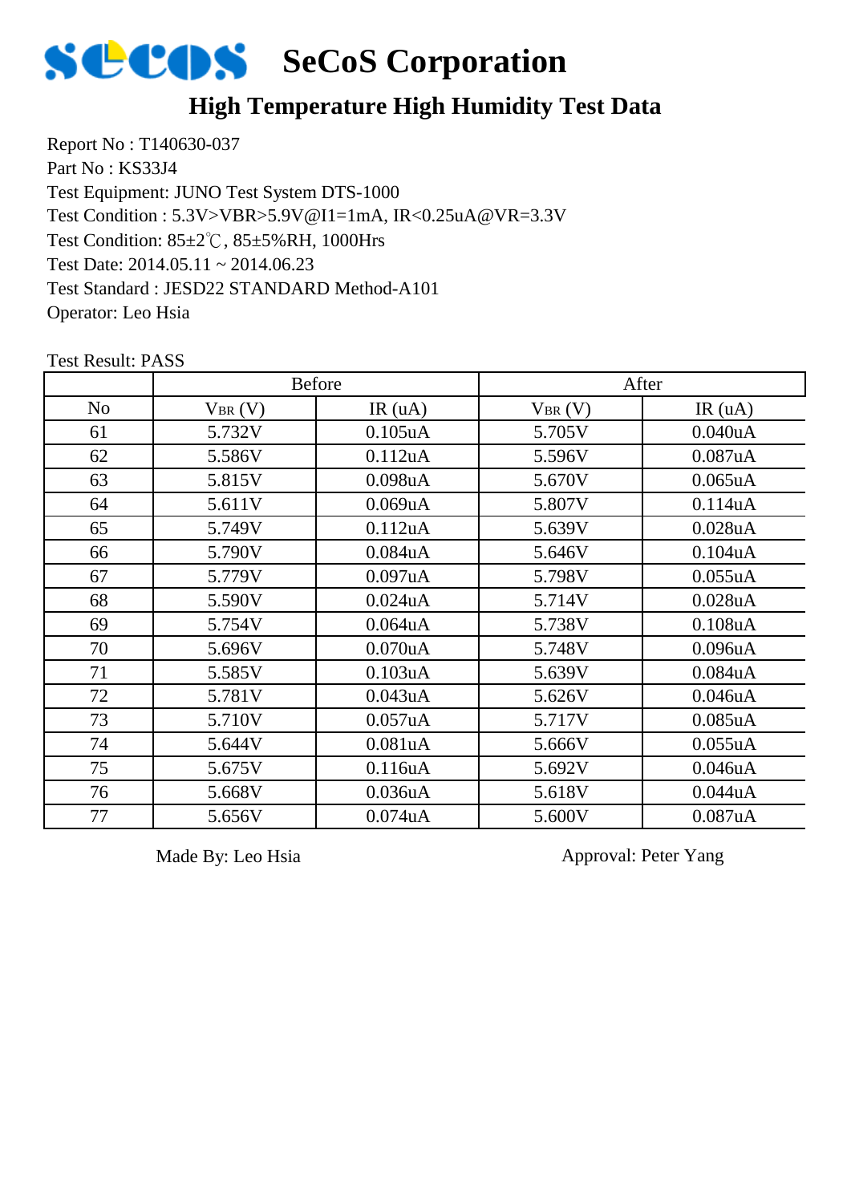# SeCoS Corporation

## High Temperature High Humidity Test Data

Report No : T140630-037
Part No : KS33J4
Test Equipment: JUNO Test System DTS-1000
Test Condition : 5.3V>VBR>5.9V@I1=1mA, IR<0.25uA@VR=3.3V
Test Condition: 85±2℃, 85±5%RH, 1000Hrs
Test Date: 2014.05.11 ~ 2014.06.23
Test Standard : JESD22 STANDARD Method-A101
Operator: Leo Hsia

Test Result: PASS

| | Before | | After | |
|---|---|---|---|---|
| No | $V_{BR}$ (V) | IR (uA) | $V_{BR}$ (V) | IR (uA) |
| 61 | 5.732V | 0.105uA | 5.705V | 0.040uA |
| 62 | 5.586V | 0.112uA | 5.596V | 0.087uA |
| 63 | 5.815V | 0.098uA | 5.670V | 0.065uA |
| 64 | 5.611V | 0.069uA | 5.807V | 0.114uA |
| 65 | 5.749V | 0.112uA | 5.639V | 0.028uA |
| 66 | 5.790V | 0.084uA | 5.646V | 0.104uA |
| 67 | 5.779V | 0.097uA | 5.798V | 0.055uA |
| 68 | 5.590V | 0.024uA | 5.714V | 0.028uA |
| 69 | 5.754V | 0.064uA | 5.738V | 0.108uA |
| 70 | 5.696V | 0.070uA | 5.748V | 0.096uA |
| 71 | 5.585V | 0.103uA | 5.639V | 0.084uA |
| 72 | 5.781V | 0.043uA | 5.626V | 0.046uA |
| 73 | 5.710V | 0.057uA | 5.717V | 0.085uA |
| 74 | 5.644V | 0.081uA | 5.666V | 0.055uA |
| 75 | 5.675V | 0.116uA | 5.692V | 0.046uA |
| 76 | 5.668V | 0.036uA | 5.618V | 0.044uA |
| 77 | 5.656V | 0.074uA | 5.600V | 0.087uA |

Made By: Leo Hsia

Approval: Peter Yang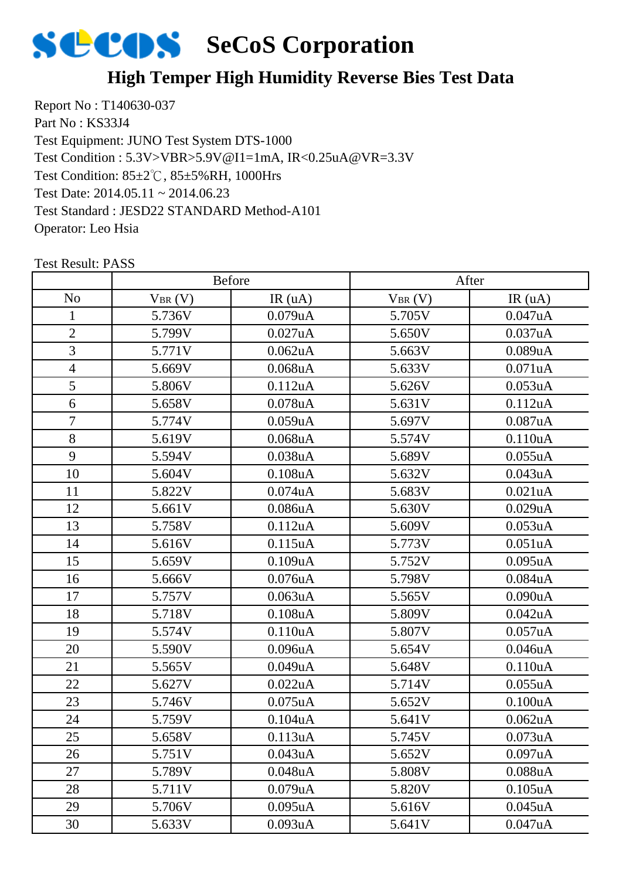# SeCoS Corporation

## High Temper High Humidity Reverse Bies Test Data

Report No : T140630-037
Part No : KS33J4
Test Equipment: JUNO Test System DTS-1000
Test Condition : 5.3V>VBR>5.9V@I1=1mA, IR<0.25uA@VR=3.3V
Test Condition: 85±2℃, 85±5%RH, 1000Hrs
Test Date: 2014.05.11 ~ 2014.06.23
Test Standard : JESD22 STANDARD Method-A101
Operator: Leo Hsia

Test Result: PASS

| | Before | | After | |
|---|---|---|---|---|
| No | $V_{BR}$ (V) | IR (uA) | $V_{BR}$ (V) | IR (uA) |
| 1 | 5.736V | 0.079uA | 5.705V | 0.047uA |
| 2 | 5.799V | 0.027uA | 5.650V | 0.037uA |
| 3 | 5.771V | 0.062uA | 5.663V | 0.089uA |
| 4 | 5.669V | 0.068uA | 5.633V | 0.071uA |
| 5 | 5.806V | 0.112uA | 5.626V | 0.053uA |
| 6 | 5.658V | 0.078uA | 5.631V | 0.112uA |
| 7 | 5.774V | 0.059uA | 5.697V | 0.087uA |
| 8 | 5.619V | 0.068uA | 5.574V | 0.110uA |
| 9 | 5.594V | 0.038uA | 5.689V | 0.055uA |
| 10 | 5.604V | 0.108uA | 5.632V | 0.043uA |
| 11 | 5.822V | 0.074uA | 5.683V | 0.021uA |
| 12 | 5.661V | 0.086uA | 5.630V | 0.029uA |
| 13 | 5.758V | 0.112uA | 5.609V | 0.053uA |
| 14 | 5.616V | 0.115uA | 5.773V | 0.051uA |
| 15 | 5.659V | 0.109uA | 5.752V | 0.095uA |
| 16 | 5.666V | 0.076uA | 5.798V | 0.084uA |
| 17 | 5.757V | 0.063uA | 5.565V | 0.090uA |
| 18 | 5.718V | 0.108uA | 5.809V | 0.042uA |
| 19 | 5.574V | 0.110uA | 5.807V | 0.057uA |
| 20 | 5.590V | 0.096uA | 5.654V | 0.046uA |
| 21 | 5.565V | 0.049uA | 5.648V | 0.110uA |
| 22 | 5.627V | 0.022uA | 5.714V | 0.055uA |
| 23 | 5.746V | 0.075uA | 5.652V | 0.100uA |
| 24 | 5.759V | 0.104uA | 5.641V | 0.062uA |
| 25 | 5.658V | 0.113uA | 5.745V | 0.073uA |
| 26 | 5.751V | 0.043uA | 5.652V | 0.097uA |
| 27 | 5.789V | 0.048uA | 5.808V | 0.088uA |
| 28 | 5.711V | 0.079uA | 5.820V | 0.105uA |
| 29 | 5.706V | 0.095uA | 5.616V | 0.045uA |
| 30 | 5.633V | 0.093uA | 5.641V | 0.047uA |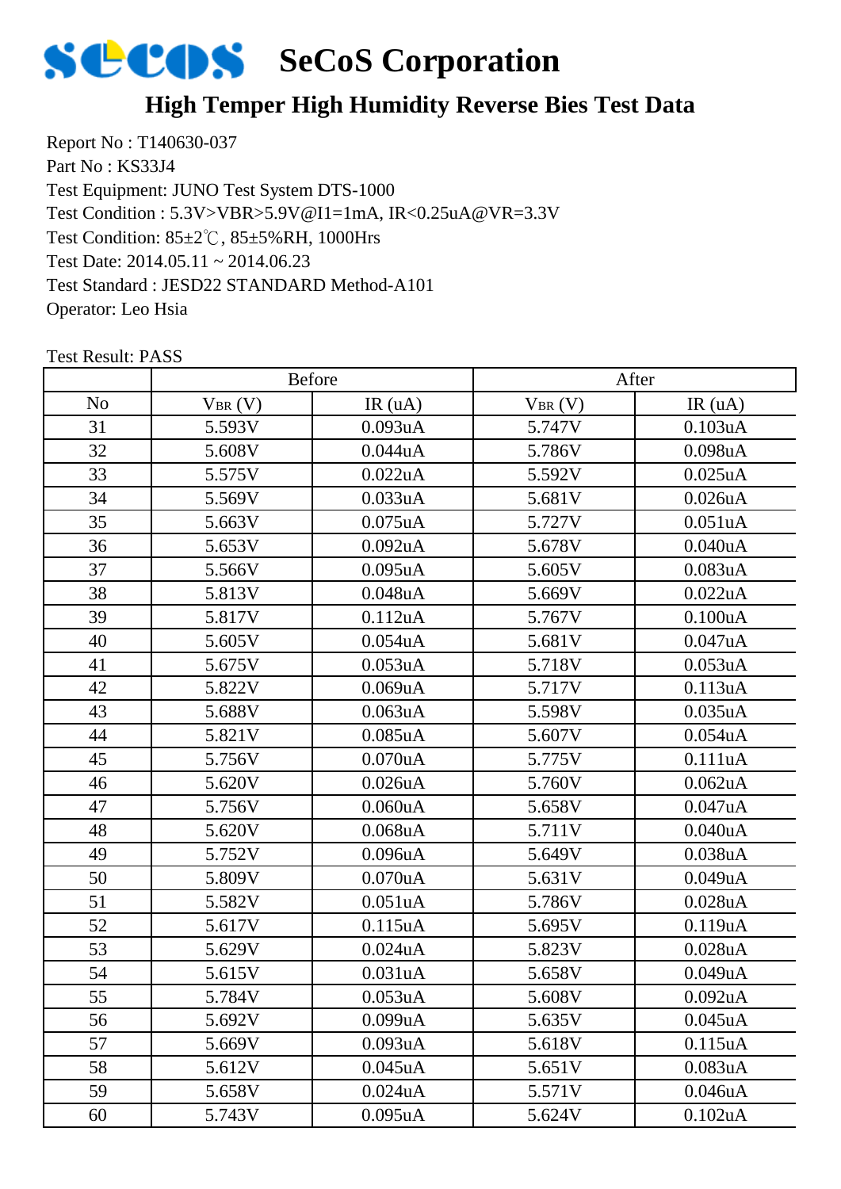# SeCoS Corporation

## High Temper High Humidity Reverse Bies Test Data

Report No : T140630-037
Part No : KS33J4
Test Equipment: JUNO Test System DTS-1000
Test Condition : 5.3V>VBR>5.9V@I1=1mA, IR<0.25uA@VR=3.3V
Test Condition: 85±2℃, 85±5%RH, 1000Hrs
Test Date: 2014.05.11 ~ 2014.06.23
Test Standard : JESD22 STANDARD Method-A101
Operator: Leo Hsia

Test Result: PASS

| | Before | | After | |
|---|---|---|---|---|
| No | $V_{BR}$ (V) | IR (uA) | $V_{BR}$ (V) | IR (uA) |
| 31 | 5.593V | 0.093uA | 5.747V | 0.103uA |
| 32 | 5.608V | 0.044uA | 5.786V | 0.098uA |
| 33 | 5.575V | 0.022uA | 5.592V | 0.025uA |
| 34 | 5.569V | 0.033uA | 5.681V | 0.026uA |
| 35 | 5.663V | 0.075uA | 5.727V | 0.051uA |
| 36 | 5.653V | 0.092uA | 5.678V | 0.040uA |
| 37 | 5.566V | 0.095uA | 5.605V | 0.083uA |
| 38 | 5.813V | 0.048uA | 5.669V | 0.022uA |
| 39 | 5.817V | 0.112uA | 5.767V | 0.100uA |
| 40 | 5.605V | 0.054uA | 5.681V | 0.047uA |
| 41 | 5.675V | 0.053uA | 5.718V | 0.053uA |
| 42 | 5.822V | 0.069uA | 5.717V | 0.113uA |
| 43 | 5.688V | 0.063uA | 5.598V | 0.035uA |
| 44 | 5.821V | 0.085uA | 5.607V | 0.054uA |
| 45 | 5.756V | 0.070uA | 5.775V | 0.111uA |
| 46 | 5.620V | 0.026uA | 5.760V | 0.062uA |
| 47 | 5.756V | 0.060uA | 5.658V | 0.047uA |
| 48 | 5.620V | 0.068uA | 5.711V | 0.040uA |
| 49 | 5.752V | 0.096uA | 5.649V | 0.038uA |
| 50 | 5.809V | 0.070uA | 5.631V | 0.049uA |
| 51 | 5.582V | 0.051uA | 5.786V | 0.028uA |
| 52 | 5.617V | 0.115uA | 5.695V | 0.119uA |
| 53 | 5.629V | 0.024uA | 5.823V | 0.028uA |
| 54 | 5.615V | 0.031uA | 5.658V | 0.049uA |
| 55 | 5.784V | 0.053uA | 5.608V | 0.092uA |
| 56 | 5.692V | 0.099uA | 5.635V | 0.045uA |
| 57 | 5.669V | 0.093uA | 5.618V | 0.115uA |
| 58 | 5.612V | 0.045uA | 5.651V | 0.083uA |
| 59 | 5.658V | 0.024uA | 5.571V | 0.046uA |
| 60 | 5.743V | 0.095uA | 5.624V | 0.102uA |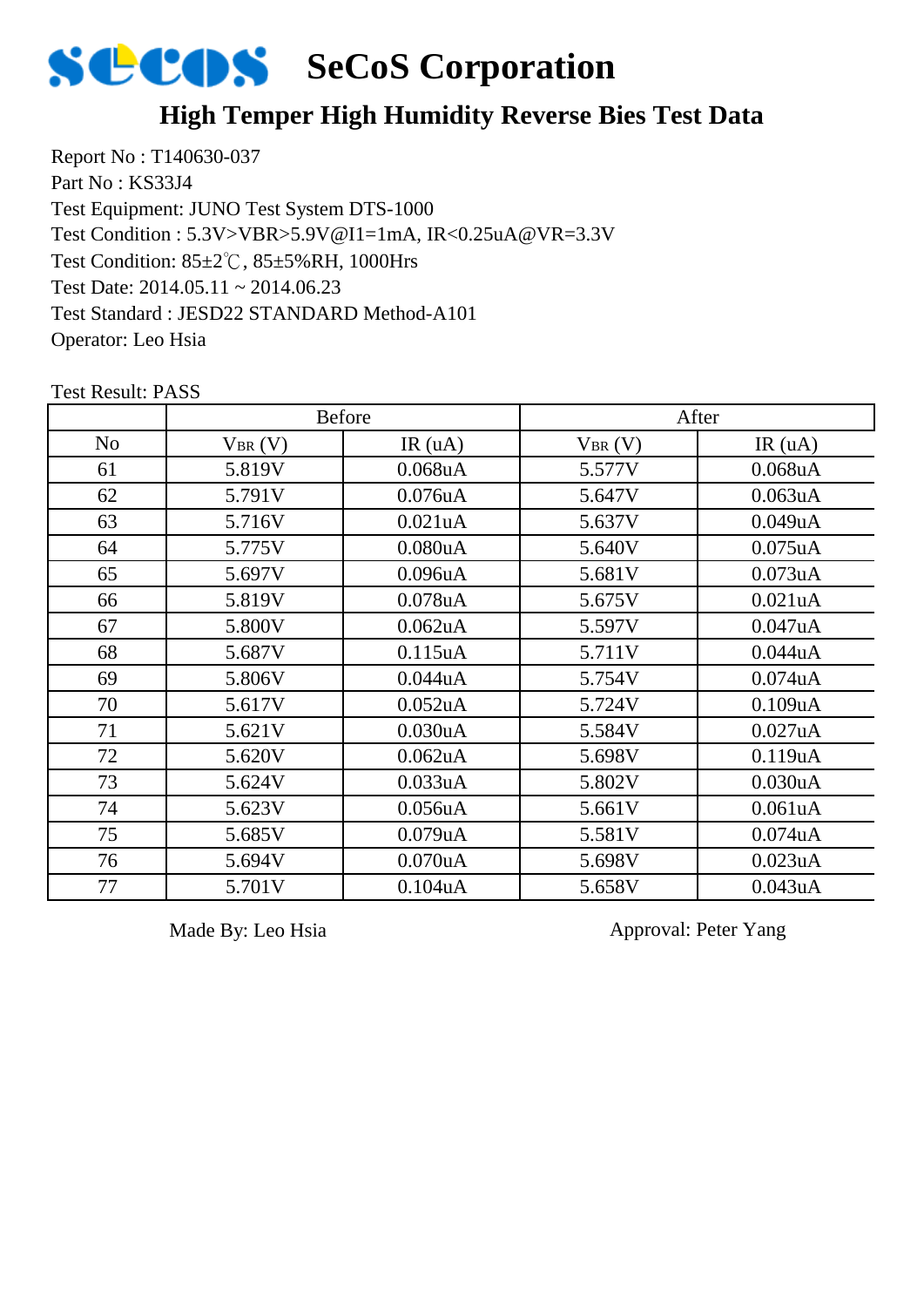# SeCoS Corporation

## High Temper High Humidity Reverse Bies Test Data

Report No : T140630-037
Part No : KS33J4
Test Equipment: JUNO Test System DTS-1000
Test Condition : 5.3V>VBR>5.9V@I1=1mA, IR<0.25uA@VR=3.3V
Test Condition: 85±2℃, 85±5%RH, 1000Hrs
Test Date: 2014.05.11 ~ 2014.06.23
Test Standard : JESD22 STANDARD Method-A101
Operator: Leo Hsia

Test Result: PASS

| | Before | | After | |
|---|---|---|---|---|
| No | $V_{BR}$ (V) | IR (uA) | $V_{BR}$ (V) | IR (uA) |
| 61 | 5.819V | 0.068uA | 5.577V | 0.068uA |
| 62 | 5.791V | 0.076uA | 5.647V | 0.063uA |
| 63 | 5.716V | 0.021uA | 5.637V | 0.049uA |
| 64 | 5.775V | 0.080uA | 5.640V | 0.075uA |
| 65 | 5.697V | 0.096uA | 5.681V | 0.073uA |
| 66 | 5.819V | 0.078uA | 5.675V | 0.021uA |
| 67 | 5.800V | 0.062uA | 5.597V | 0.047uA |
| 68 | 5.687V | 0.115uA | 5.711V | 0.044uA |
| 69 | 5.806V | 0.044uA | 5.754V | 0.074uA |
| 70 | 5.617V | 0.052uA | 5.724V | 0.109uA |
| 71 | 5.621V | 0.030uA | 5.584V | 0.027uA |
| 72 | 5.620V | 0.062uA | 5.698V | 0.119uA |
| 73 | 5.624V | 0.033uA | 5.802V | 0.030uA |
| 74 | 5.623V | 0.056uA | 5.661V | 0.061uA |
| 75 | 5.685V | 0.079uA | 5.581V | 0.074uA |
| 76 | 5.694V | 0.070uA | 5.698V | 0.023uA |
| 77 | 5.701V | 0.104uA | 5.658V | 0.043uA |

Made By: Leo Hsia

Approval: Peter Yang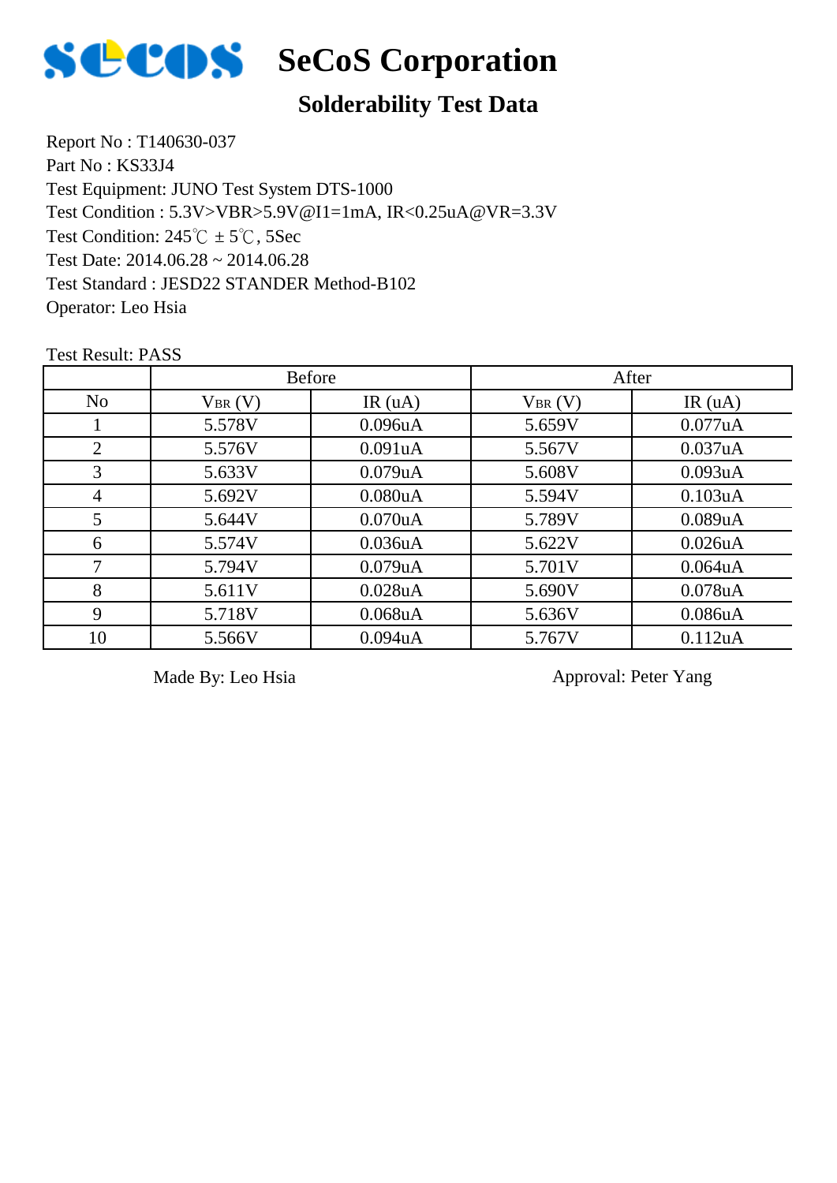# SeCoS Corporation

## Solderability Test Data

Report No : T140630-037
Part No : KS33J4
Test Equipment: JUNO Test System DTS-1000
Test Condition : 5.3V>VBR>5.9V@I1=1mA, IR<0.25uA@VR=3.3V
Test Condition: 245℃ ± 5℃, 5Sec
Test Date: 2014.06.28 ~ 2014.06.28
Test Standard : JESD22 STANDER Method-B102
Operator: Leo Hsia

Test Result: PASS

| | Before | | After | |
|---|---|---|---|---|
| No | $V_{BR}$ (V) | IR (uA) | $V_{BR}$ (V) | IR (uA) |
| 1 | 5.578V | 0.096uA | 5.659V | 0.077uA |
| 2 | 5.576V | 0.091uA | 5.567V | 0.037uA |
| 3 | 5.633V | 0.079uA | 5.608V | 0.093uA |
| 4 | 5.692V | 0.080uA | 5.594V | 0.103uA |
| 5 | 5.644V | 0.070uA | 5.789V | 0.089uA |
| 6 | 5.574V | 0.036uA | 5.622V | 0.026uA |
| 7 | 5.794V | 0.079uA | 5.701V | 0.064uA |
| 8 | 5.611V | 0.028uA | 5.690V | 0.078uA |
| 9 | 5.718V | 0.068uA | 5.636V | 0.086uA |
| 10 | 5.566V | 0.094uA | 5.767V | 0.112uA |

Made By: Leo Hsia

Approval: Peter Yang